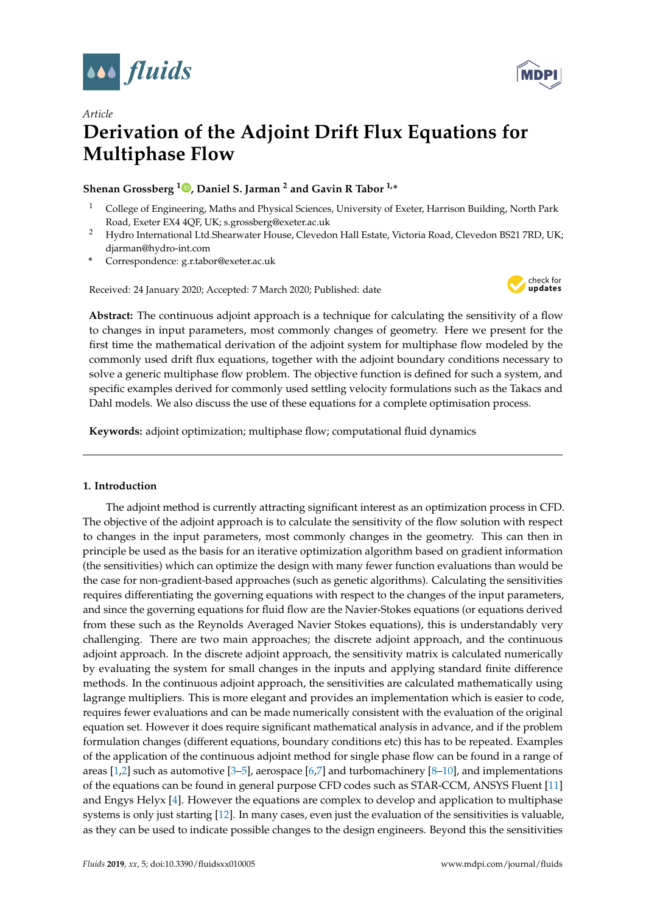*Article*

# Derivation of the Adjoint Drift Flux Equations for Multiphase Flow

**Shenan Grossberg [1], Daniel S. Jarman [2] and Gavin R Tabor [1,*]**

[1] College of Engineering, Maths and Physical Sciences, University of Exeter, Harrison Building, North Park Road, Exeter EX4 4QF, UK; s.grossberg@exeter.ac.uk

[2] Hydro International Ltd.Shearwater House, Clevedon Hall Estate, Victoria Road, Clevedon BS21 7RD, UK; djarman@hydro-int.com

\* Correspondence: g.r.tabor@exeter.ac.uk

Received: 24 January 2020; Accepted: 7 March 2020; Published: date

**Abstract:** The continuous adjoint approach is a technique for calculating the sensitivity of a flow to changes in input parameters, most commonly changes of geometry. Here we present for the first time the mathematical derivation of the adjoint system for multiphase flow modeled by the commonly used drift flux equations, together with the adjoint boundary conditions necessary to solve a generic multiphase flow problem. The objective function is defined for such a system, and specific examples derived for commonly used settling velocity formulations such as the Takacs and Dahl models. We also discuss the use of these equations for a complete optimisation process.

**Keywords:** adjoint optimization; multiphase flow; computational fluid dynamics

---

## 1. Introduction

The adjoint method is currently attracting significant interest as an optimization process in CFD. The objective of the adjoint approach is to calculate the sensitivity of the flow solution with respect to changes in the input parameters, most commonly changes in the geometry. This can then in principle be used as the basis for an iterative optimization algorithm based on gradient information (the sensitivities) which can optimize the design with many fewer function evaluations than would be the case for non-gradient-based approaches (such as genetic algorithms). Calculating the sensitivities requires differentiating the governing equations with respect to the changes of the input parameters, and since the governing equations for fluid flow are the Navier-Stokes equations (or equations derived from these such as the Reynolds Averaged Navier Stokes equations), this is understandably very challenging. There are two main approaches; the discrete adjoint approach, and the continuous adjoint approach. In the discrete adjoint approach, the sensitivity matrix is calculated numerically by evaluating the system for small changes in the inputs and applying standard finite difference methods. In the continuous adjoint approach, the sensitivities are calculated mathematically using lagrange multipliers. This is more elegant and provides an implementation which is easier to code, requires fewer evaluations and can be made numerically consistent with the evaluation of the original equation set. However it does require significant mathematical analysis in advance, and if the problem formulation changes (different equations, boundary conditions etc) this has to be repeated. Examples of the application of the continuous adjoint method for single phase flow can be found in a range of areas [1,2] such as automotive [3–5], aerospace [6,7] and turbomachinery [8–10], and implementations of the equations can be found in general purpose CFD codes such as STAR-CCM, ANSYS Fluent [11] and Engys Helyx [4]. However the equations are complex to develop and application to multiphase systems is only just starting [12]. In many cases, even just the evaluation of the sensitivities is valuable, as they can be used to indicate possible changes to the design engineers. Beyond this the sensitivities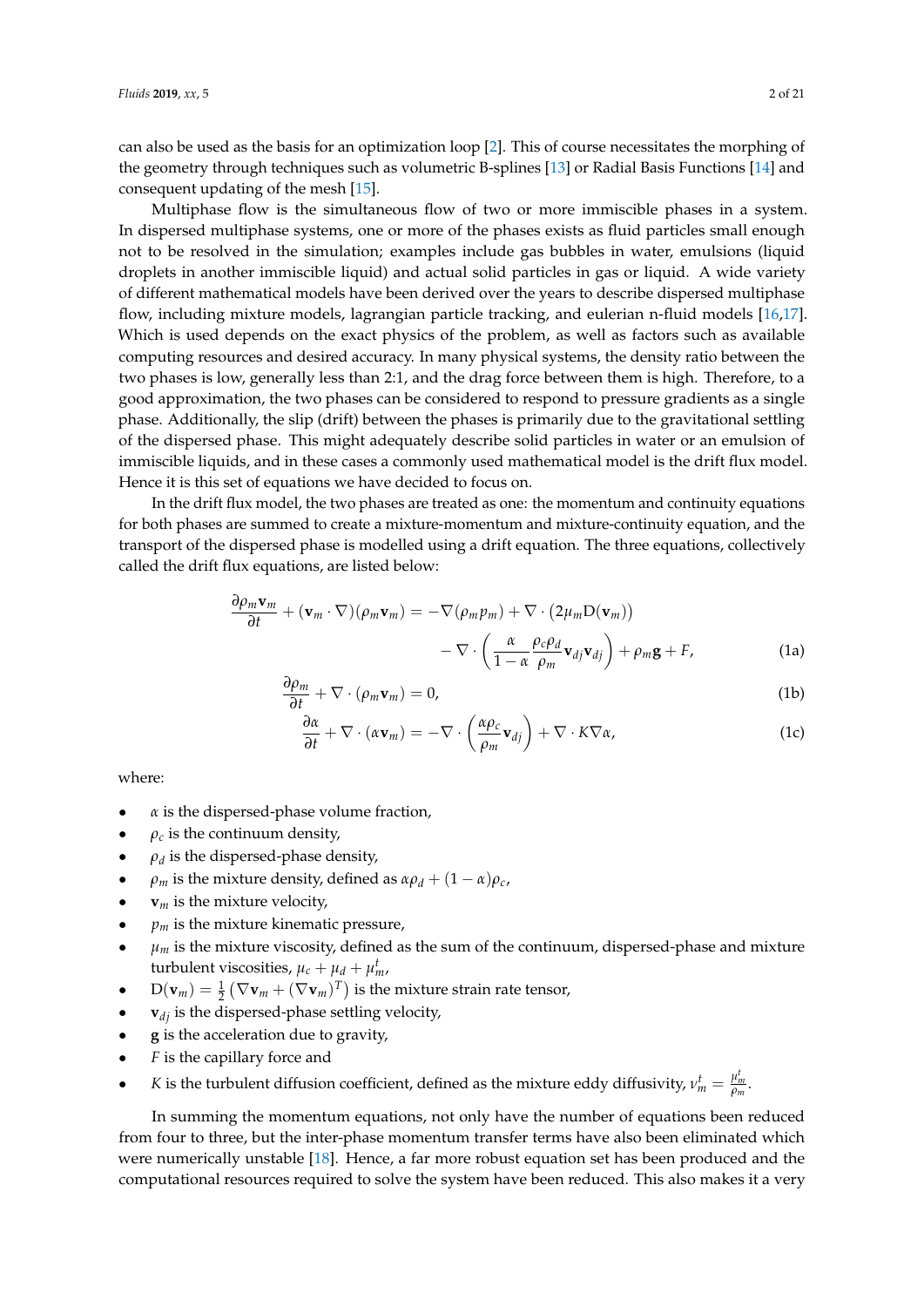can also be used as the basis for an optimization loop [2]. This of course necessitates the morphing of the geometry through techniques such as volumetric B-splines [13] or Radial Basis Functions [14] and consequent updating of the mesh [15].

Multiphase flow is the simultaneous flow of two or more immiscible phases in a system. In dispersed multiphase systems, one or more of the phases exists as fluid particles small enough not to be resolved in the simulation; examples include gas bubbles in water, emulsions (liquid droplets in another immiscible liquid) and actual solid particles in gas or liquid. A wide variety of different mathematical models have been derived over the years to describe dispersed multiphase flow, including mixture models, lagrangian particle tracking, and eulerian n-fluid models [16,17]. Which is used depends on the exact physics of the problem, as well as factors such as available computing resources and desired accuracy. In many physical systems, the density ratio between the two phases is low, generally less than 2:1, and the drag force between them is high. Therefore, to a good approximation, the two phases can be considered to respond to pressure gradients as a single phase. Additionally, the slip (drift) between the phases is primarily due to the gravitational settling of the dispersed phase. This might adequately describe solid particles in water or an emulsion of immiscible liquids, and in these cases a commonly used mathematical model is the drift flux model. Hence it is this set of equations we have decided to focus on.

In the drift flux model, the two phases are treated as one: the momentum and continuity equations for both phases are summed to create a mixture-momentum and mixture-continuity equation, and the transport of the dispersed phase is modelled using a drift equation. The three equations, collectively called the drift flux equations, are listed below:

$$\frac{\partial \rho_m \mathbf{v}_m}{\partial t} + (\mathbf{v}_m \cdot \nabla)(\rho_m \mathbf{v}_m) = -\nabla(\rho_m p_m) + \nabla \cdot \left(2\mu_m \mathrm{D}(\mathbf{v}_m)\right) - \nabla \cdot \left(\frac{\alpha}{1-\alpha}\frac{\rho_c \rho_d}{\rho_m}\mathbf{v}_{dj}\mathbf{v}_{dj}\right) + \rho_m \mathbf{g} + F, \tag{1a}$$

$$\frac{\partial \rho_m}{\partial t} + \nabla \cdot (\rho_m \mathbf{v}_m) = 0, \tag{1b}$$

$$\frac{\partial \alpha}{\partial t} + \nabla \cdot (\alpha \mathbf{v}_m) = -\nabla \cdot \left(\frac{\alpha \rho_c}{\rho_m}\mathbf{v}_{dj}\right) + \nabla \cdot K \nabla \alpha, \tag{1c}$$

where:

- $\alpha$ is the dispersed-phase volume fraction,
- $\rho_c$ is the continuum density,
- $\rho_d$ is the dispersed-phase density,
- $\rho_m$ is the mixture density, defined as $\alpha\rho_d + (1-\alpha)\rho_c$,
- $\mathbf{v}_m$ is the mixture velocity,
- $p_m$ is the mixture kinematic pressure,
- $\mu_m$ is the mixture viscosity, defined as the sum of the continuum, dispersed-phase and mixture turbulent viscosities, $\mu_c + \mu_d + \mu_m^t$,
- $\mathrm{D}(\mathbf{v}_m) = \frac{1}{2}\left(\nabla \mathbf{v}_m + (\nabla \mathbf{v}_m)^T\right)$ is the mixture strain rate tensor,
- $\mathbf{v}_{dj}$ is the dispersed-phase settling velocity,
- $\mathbf{g}$ is the acceleration due to gravity,
- $F$ is the capillary force and
- $K$ is the turbulent diffusion coefficient, defined as the mixture eddy diffusivity, $\nu_m^t = \frac{\mu_m^t}{\rho_m}$.

In summing the momentum equations, not only have the number of equations been reduced from four to three, but the inter-phase momentum transfer terms have also been eliminated which were numerically unstable [18]. Hence, a far more robust equation set has been produced and the computational resources required to solve the system have been reduced. This also makes it a very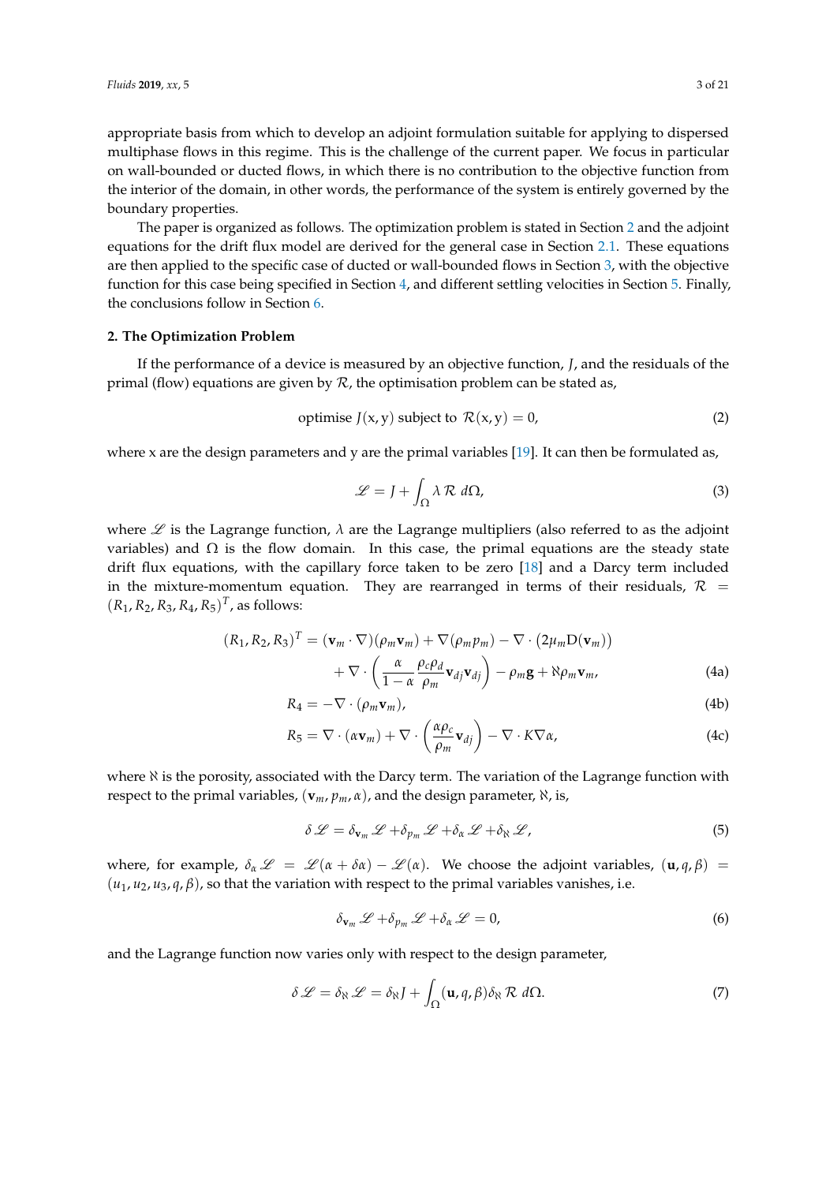appropriate basis from which to develop an adjoint formulation suitable for applying to dispersed multiphase flows in this regime. This is the challenge of the current paper. We focus in particular on wall-bounded or ducted flows, in which there is no contribution to the objective function from the interior of the domain, in other words, the performance of the system is entirely governed by the boundary properties.

The paper is organized as follows. The optimization problem is stated in Section 2 and the adjoint equations for the drift flux model are derived for the general case in Section 2.1. These equations are then applied to the specific case of ducted or wall-bounded flows in Section 3, with the objective function for this case being specified in Section 4, and different settling velocities in Section 5. Finally, the conclusions follow in Section 6.

## 2. The Optimization Problem

If the performance of a device is measured by an objective function, $J$, and the residuals of the primal (flow) equations are given by $\mathcal{R}$, the optimisation problem can be stated as,

$$\text{optimise } J(\mathrm{x}, \mathrm{y}) \text{ subject to } \mathcal{R}(\mathrm{x}, \mathrm{y}) = 0, \tag{2}$$

where x are the design parameters and y are the primal variables [19]. It can then be formulated as,

$$\mathscr{L} = J + \int_{\Omega} \lambda\, \mathcal{R}\; d\Omega, \tag{3}$$

where $\mathscr{L}$ is the Lagrange function, $\lambda$ are the Lagrange multipliers (also referred to as the adjoint variables) and $\Omega$ is the flow domain. In this case, the primal equations are the steady state drift flux equations, with the capillary force taken to be zero [18] and a Darcy term included in the mixture-momentum equation. They are rearranged in terms of their residuals, $\mathcal{R} = (R_1, R_2, R_3, R_4, R_5)^T$, as follows:

$$\begin{aligned}
(R_1, R_2, R_3)^T = &\, (\mathbf{v}_m \cdot \nabla)(\rho_m \mathbf{v}_m) + \nabla(\rho_m p_m) - \nabla \cdot \left(2\mu_m \mathrm{D}(\mathbf{v}_m)\right) \\
&+ \nabla \cdot \left(\frac{\alpha}{1-\alpha}\frac{\rho_c \rho_d}{\rho_m}\mathbf{v}_{dj}\mathbf{v}_{dj}\right) - \rho_m \mathbf{g} + \aleph \rho_m \mathbf{v}_m,
\end{aligned} \tag{4a}$$

$$R_4 = -\nabla \cdot (\rho_m \mathbf{v}_m), \tag{4b}$$

$$R_5 = \nabla \cdot (\alpha \mathbf{v}_m) + \nabla \cdot \left(\frac{\alpha \rho_c}{\rho_m}\mathbf{v}_{dj}\right) - \nabla \cdot K \nabla \alpha, \tag{4c}$$

where $\aleph$ is the porosity, associated with the Darcy term. The variation of the Lagrange function with respect to the primal variables, $(\mathbf{v}_m, p_m, \alpha)$, and the design parameter, $\aleph$, is,

$$\delta \mathscr{L} = \delta_{\mathbf{v}_m} \mathscr{L} + \delta_{p_m} \mathscr{L} + \delta_{\alpha} \mathscr{L} + \delta_{\aleph} \mathscr{L}, \tag{5}$$

where, for example, $\delta_{\alpha} \mathscr{L} = \mathscr{L}(\alpha + \delta\alpha) - \mathscr{L}(\alpha)$. We choose the adjoint variables, $(\mathbf{u}, q, \beta) = (u_1, u_2, u_3, q, \beta)$, so that the variation with respect to the primal variables vanishes, i.e.

$$\delta_{\mathbf{v}_m} \mathscr{L} + \delta_{p_m} \mathscr{L} + \delta_{\alpha} \mathscr{L} = 0, \tag{6}$$

and the Lagrange function now varies only with respect to the design parameter,

$$\delta \mathscr{L} = \delta_{\aleph} \mathscr{L} = \delta_{\aleph} J + \int_{\Omega} (\mathbf{u}, q, \beta)\, \delta_{\aleph} \mathcal{R}\; d\Omega. \tag{7}$$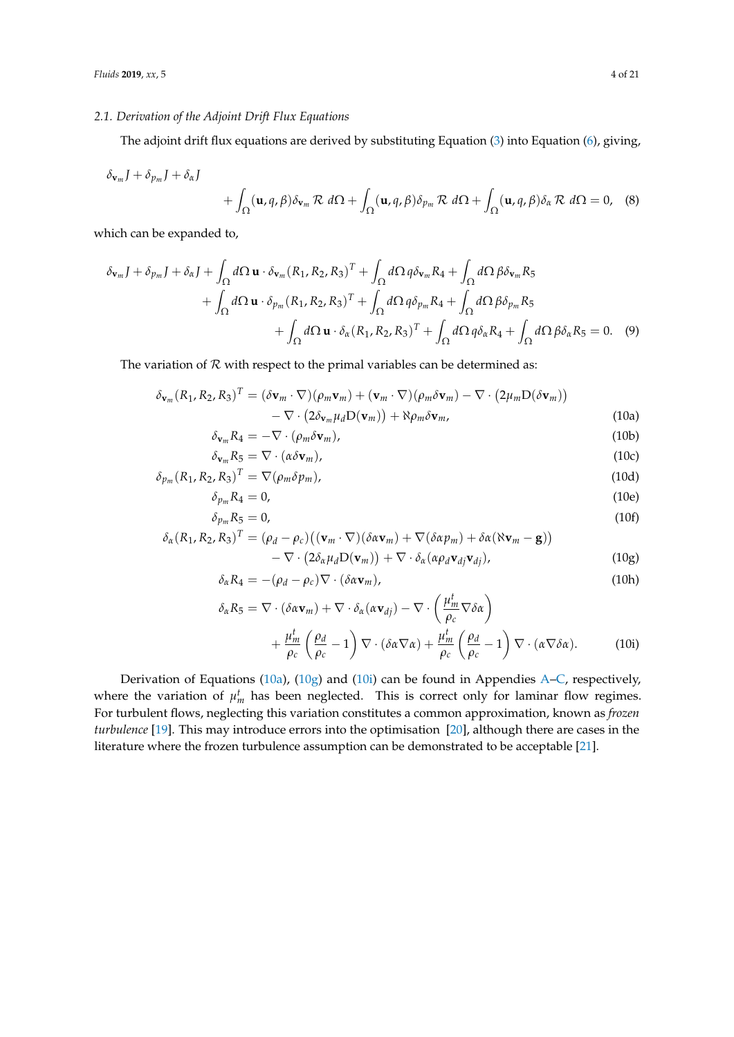### 2.1. Derivation of the Adjoint Drift Flux Equations

The adjoint drift flux equations are derived by substituting Equation (3) into Equation (6), giving,

$$
\delta_{\mathbf{v}_m} J + \delta_{p_m} J + \delta_\alpha J + \int_\Omega (\mathbf{u}, q, \beta) \delta_{\mathbf{v}_m} \mathcal{R} \, d\Omega + \int_\Omega (\mathbf{u}, q, \beta) \delta_{p_m} \mathcal{R} \, d\Omega + \int_\Omega (\mathbf{u}, q, \beta) \delta_\alpha \mathcal{R} \, d\Omega = 0, \quad (8)
$$

which can be expanded to,

$$
\begin{aligned}
\delta_{\mathbf{v}_m} J + \delta_{p_m} J + \delta_\alpha J &+ \int_\Omega d\Omega \, \mathbf{u} \cdot \delta_{\mathbf{v}_m} (R_1, R_2, R_3)^T + \int_\Omega d\Omega \, q \delta_{\mathbf{v}_m} R_4 + \int_\Omega d\Omega \, \beta \delta_{\mathbf{v}_m} R_5 \\
&+ \int_\Omega d\Omega \, \mathbf{u} \cdot \delta_{p_m} (R_1, R_2, R_3)^T + \int_\Omega d\Omega \, q \delta_{p_m} R_4 + \int_\Omega d\Omega \, \beta \delta_{p_m} R_5 \\
&+ \int_\Omega d\Omega \, \mathbf{u} \cdot \delta_\alpha (R_1, R_2, R_3)^T + \int_\Omega d\Omega \, q \delta_\alpha R_4 + \int_\Omega d\Omega \, \beta \delta_\alpha R_5 = 0. \quad (9)
\end{aligned}
$$

The variation of $\mathcal{R}$ with respect to the primal variables can be determined as:

$$
\begin{aligned}
\delta_{\mathbf{v}_m} (R_1, R_2, R_3)^T &= (\delta \mathbf{v}_m \cdot \nabla)(\rho_m \mathbf{v}_m) + (\mathbf{v}_m \cdot \nabla)(\rho_m \delta \mathbf{v}_m) - \nabla \cdot \left( 2 \mu_m \mathrm{D}(\delta \mathbf{v}_m) \right) \\
&\quad - \nabla \cdot \left( 2 \delta_{\mathbf{v}_m} \mu_d \mathrm{D}(\mathbf{v}_m) \right) + \aleph \rho_m \delta \mathbf{v}_m, && (10a) \\
\delta_{\mathbf{v}_m} R_4 &= -\nabla \cdot (\rho_m \delta \mathbf{v}_m), && (10b) \\
\delta_{\mathbf{v}_m} R_5 &= \nabla \cdot (\alpha \delta \mathbf{v}_m), && (10c) \\
\delta_{p_m} (R_1, R_2, R_3)^T &= \nabla (\rho_m \delta p_m), && (10d) \\
\delta_{p_m} R_4 &= 0, && (10e) \\
\delta_{p_m} R_5 &= 0, && (10f) \\
\delta_\alpha (R_1, R_2, R_3)^T &= (\rho_d - \rho_c) \left( (\mathbf{v}_m \cdot \nabla)(\delta \alpha \mathbf{v}_m) + \nabla (\delta \alpha p_m) + \delta \alpha (\aleph \mathbf{v}_m - \mathbf{g}) \right) \\
&\quad - \nabla \cdot \left( 2 \delta_\alpha \mu_d \mathrm{D}(\mathbf{v}_m) \right) + \nabla \cdot \delta_\alpha (\alpha \rho_d \mathbf{v}_{dj} \mathbf{v}_{dj}), && (10g) \\
\delta_\alpha R_4 &= -(\rho_d - \rho_c) \nabla \cdot (\delta \alpha \mathbf{v}_m), && (10h) \\
\delta_\alpha R_5 &= \nabla \cdot (\delta \alpha \mathbf{v}_m) + \nabla \cdot \delta_\alpha (\alpha \mathbf{v}_{dj}) - \nabla \cdot \left( \frac{\mu_m^t}{\rho_c} \nabla \delta \alpha \right) \\
&\quad + \frac{\mu_m^t}{\rho_c} \left( \frac{\rho_d}{\rho_c} - 1 \right) \nabla \cdot (\delta \alpha \nabla \alpha) + \frac{\mu_m^t}{\rho_c} \left( \frac{\rho_d}{\rho_c} - 1 \right) \nabla \cdot (\alpha \nabla \delta \alpha). && (10i)
\end{aligned}
$$

Derivation of Equations (10a), (10g) and (10i) can be found in Appendies A–C, respectively, where the variation of $\mu_m^t$ has been neglected. This is correct only for laminar flow regimes. For turbulent flows, neglecting this variation constitutes a common approximation, known as *frozen turbulence* [19]. This may introduce errors into the optimisation [20], although there are cases in the literature where the frozen turbulence assumption can be demonstrated to be acceptable [21].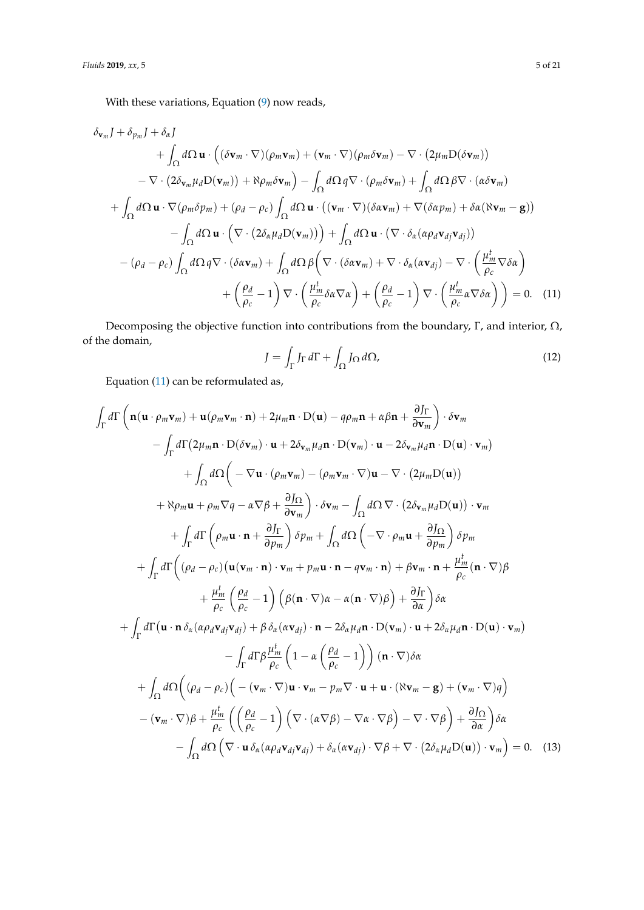With these variations, Equation (9) now reads,

$$
\begin{aligned}
\delta_{\mathbf{v}_m} J + \delta_{p_m} J + \delta_\alpha J
&+ \int_\Omega d\Omega\, \mathbf{u} \cdot \Big( (\delta \mathbf{v}_m \cdot \nabla)(\rho_m \mathbf{v}_m) + (\mathbf{v}_m \cdot \nabla)(\rho_m \delta \mathbf{v}_m) - \nabla \cdot \big(2\mu_m \mathrm{D}(\delta \mathbf{v}_m)\big) \\
&- \nabla \cdot \big(2\delta_{\mathbf{v}_m} \mu_d \mathrm{D}(\mathbf{v}_m)\big) + \aleph \rho_m \delta \mathbf{v}_m \Big) - \int_\Omega d\Omega\, q \nabla \cdot (\rho_m \delta \mathbf{v}_m) + \int_\Omega d\Omega\, \beta \nabla \cdot (\alpha \delta \mathbf{v}_m) \\
&+ \int_\Omega d\Omega\, \mathbf{u} \cdot \nabla (\rho_m \delta p_m) + (\rho_d - \rho_c) \int_\Omega d\Omega\, \mathbf{u} \cdot \big( (\mathbf{v}_m \cdot \nabla)(\delta\alpha \mathbf{v}_m) + \nabla(\delta\alpha p_m) + \delta\alpha(\aleph \mathbf{v}_m - \mathbf{g}) \big) \\
&- \int_\Omega d\Omega\, \mathbf{u} \cdot \Big( \nabla \cdot \big(2\delta_\alpha \mu_d \mathrm{D}(\mathbf{v}_m)\big) \Big) + \int_\Omega d\Omega\, \mathbf{u} \cdot \big( \nabla \cdot \delta_\alpha (\alpha \rho_d \mathbf{v}_{dj} \mathbf{v}_{dj}) \big) \\
&- (\rho_d - \rho_c) \int_\Omega d\Omega\, q \nabla \cdot (\delta\alpha \mathbf{v}_m) + \int_\Omega d\Omega\, \beta \Big( \nabla \cdot (\delta\alpha \mathbf{v}_m) + \nabla \cdot \delta_\alpha (\alpha \mathbf{v}_{dj}) - \nabla \cdot \Big( \frac{\mu_m^t}{\rho_c} \nabla \delta\alpha \Big) \\
&+ \Big( \frac{\rho_d}{\rho_c} - 1 \Big) \nabla \cdot \Big( \frac{\mu_m^t}{\rho_c} \delta\alpha \nabla \alpha \Big) + \Big( \frac{\rho_d}{\rho_c} - 1 \Big) \nabla \cdot \Big( \frac{\mu_m^t}{\rho_c} \alpha \nabla \delta\alpha \Big) \Big) = 0. \qquad (11)
\end{aligned}
$$

Decomposing the objective function into contributions from the boundary, $\Gamma$, and interior, $\Omega$, of the domain,

$$
J = \int_\Gamma J_\Gamma \, d\Gamma + \int_\Omega J_\Omega \, d\Omega, \qquad (12)
$$

Equation (11) can be reformulated as,

$$
\begin{aligned}
&\int_\Gamma d\Gamma \left( \mathbf{n}(\mathbf{u} \cdot \rho_m \mathbf{v}_m) + \mathbf{u}(\rho_m \mathbf{v}_m \cdot \mathbf{n}) + 2\mu_m \mathbf{n} \cdot \mathrm{D}(\mathbf{u}) - q\rho_m \mathbf{n} + \alpha\beta\mathbf{n} + \frac{\partial J_\Gamma}{\partial \mathbf{v}_m} \right) \cdot \delta \mathbf{v}_m \\
&- \int_\Gamma d\Gamma \big( 2\mu_m \mathbf{n} \cdot \mathrm{D}(\delta \mathbf{v}_m) \cdot \mathbf{u} + 2\delta_{\mathbf{v}_m} \mu_d \mathbf{n} \cdot \mathrm{D}(\mathbf{v}_m) \cdot \mathbf{u} - 2\delta_{\mathbf{v}_m} \mu_d \mathbf{n} \cdot \mathrm{D}(\mathbf{u}) \cdot \mathbf{v}_m \big) \\
&+ \int_\Omega d\Omega \Big( -\nabla \mathbf{u} \cdot (\rho_m \mathbf{v}_m) - (\rho_m \mathbf{v}_m \cdot \nabla)\mathbf{u} - \nabla \cdot \big(2\mu_m \mathrm{D}(\mathbf{u})\big) \\
&+ \aleph \rho_m \mathbf{u} + \rho_m \nabla q - \alpha \nabla \beta + \frac{\partial J_\Omega}{\partial \mathbf{v}_m} \Big) \cdot \delta \mathbf{v}_m - \int_\Omega d\Omega\, \nabla \cdot \big(2\delta_{\mathbf{v}_m} \mu_d \mathrm{D}(\mathbf{u})\big) \cdot \mathbf{v}_m \\
&+ \int_\Gamma d\Gamma \left( \rho_m \mathbf{u} \cdot \mathbf{n} + \frac{\partial J_\Gamma}{\partial p_m} \right) \delta p_m + \int_\Omega d\Omega \left( -\nabla \cdot \rho_m \mathbf{u} + \frac{\partial J_\Omega}{\partial p_m} \right) \delta p_m \\
&+ \int_\Gamma d\Gamma \Big( (\rho_d - \rho_c)\big( \mathbf{u}(\mathbf{v}_m \cdot \mathbf{n}) \cdot \mathbf{v}_m + p_m \mathbf{u} \cdot \mathbf{n} - q \mathbf{v}_m \cdot \mathbf{n} \big) + \beta \mathbf{v}_m \cdot \mathbf{n} + \frac{\mu_m^t}{\rho_c} (\mathbf{n} \cdot \nabla)\beta \\
&+ \frac{\mu_m^t}{\rho_c} \left( \frac{\rho_d}{\rho_c} - 1 \right) \Big( \beta (\mathbf{n} \cdot \nabla)\alpha - \alpha (\mathbf{n} \cdot \nabla)\beta \Big) + \frac{\partial J_\Gamma}{\partial \alpha} \Big) \delta\alpha \\
&+ \int_\Gamma d\Gamma \big( \mathbf{u} \cdot \mathbf{n}\, \delta_\alpha (\alpha \rho_d \mathbf{v}_{dj} \mathbf{v}_{dj}) + \beta\, \delta_\alpha (\alpha \mathbf{v}_{dj}) \cdot \mathbf{n} - 2\delta_\alpha \mu_d \mathbf{n} \cdot \mathrm{D}(\mathbf{v}_m) \cdot \mathbf{u} + 2\delta_\alpha \mu_d \mathbf{n} \cdot \mathrm{D}(\mathbf{u}) \cdot \mathbf{v}_m \big) \\
&- \int_\Gamma d\Gamma \beta \frac{\mu_m^t}{\rho_c} \left( 1 - \alpha \left( \frac{\rho_d}{\rho_c} - 1 \right) \right) (\mathbf{n} \cdot \nabla)\delta\alpha \\
&+ \int_\Omega d\Omega \Big( (\rho_d - \rho_c) \Big( -(\mathbf{v}_m \cdot \nabla)\mathbf{u} \cdot \mathbf{v}_m - p_m \nabla \cdot \mathbf{u} + \mathbf{u} \cdot (\aleph \mathbf{v}_m - \mathbf{g}) + (\mathbf{v}_m \cdot \nabla) q \Big) \\
&- (\mathbf{v}_m \cdot \nabla)\beta + \frac{\mu_m^t}{\rho_c} \left( \left( \frac{\rho_d}{\rho_c} - 1 \right) \Big( \nabla \cdot (\alpha \nabla \beta) - \nabla \alpha \cdot \nabla \beta \Big) - \nabla \cdot \nabla \beta \right) + \frac{\partial J_\Omega}{\partial \alpha} \Big) \delta\alpha \\
&- \int_\Omega d\Omega \Big( \nabla \cdot \mathbf{u}\, \delta_\alpha (\alpha \rho_d \mathbf{v}_{dj} \mathbf{v}_{dj}) + \delta_\alpha (\alpha \mathbf{v}_{dj}) \cdot \nabla \beta + \nabla \cdot \big(2\delta_\alpha \mu_d \mathrm{D}(\mathbf{u})\big) \cdot \mathbf{v}_m \Big) = 0. \qquad (13)
\end{aligned}
$$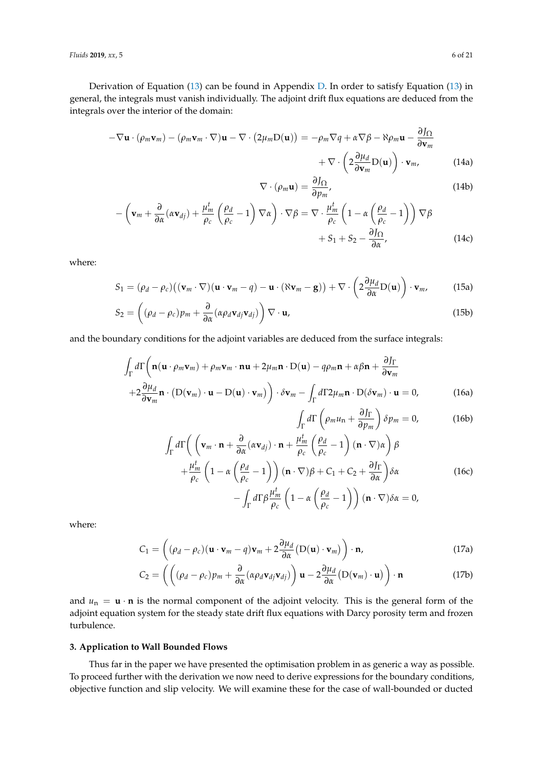Derivation of Equation (13) can be found in Appendix D. In order to satisfy Equation (13) in general, the integrals must vanish individually. The adjoint drift flux equations are deduced from the integrals over the interior of the domain:

$$
\begin{aligned}
-\nabla\mathbf{u}\cdot(\rho_m\mathbf{v}_m) - (\rho_m\mathbf{v}_m\cdot\nabla)\mathbf{u} - \nabla\cdot\left(2\mu_m \mathrm{D}(\mathbf{u})\right) = -\rho_m\nabla q + \alpha\nabla\beta - \aleph\rho_m\mathbf{u} - \frac{\partial J_\Omega}{\partial \mathbf{v}_m} \\
+ \nabla\cdot\left(2\frac{\partial \mu_d}{\partial \mathbf{v}_m}\mathrm{D}(\mathbf{u})\right)\cdot\mathbf{v}_m,
\end{aligned} \tag{14a}
$$

$$
\nabla\cdot(\rho_m\mathbf{u}) = \frac{\partial J_\Omega}{\partial p_m}, \tag{14b}
$$

$$
\begin{aligned}
-\left(\mathbf{v}_m + \frac{\partial}{\partial\alpha}(\alpha\mathbf{v}_{dj}) + \frac{\mu_m^t}{\rho_c}\left(\frac{\rho_d}{\rho_c}-1\right)\nabla\alpha\right)\cdot\nabla\beta = \nabla\cdot\frac{\mu_m^t}{\rho_c}\left(1-\alpha\left(\frac{\rho_d}{\rho_c}-1\right)\right)\nabla\beta \\
+ S_1 + S_2 - \frac{\partial J_\Omega}{\partial \alpha},
\end{aligned} \tag{14c}
$$

where:

$$
S_1 = (\rho_d - \rho_c)\big((\mathbf{v}_m\cdot\nabla)(\mathbf{u}\cdot\mathbf{v}_m - q) - \mathbf{u}\cdot(\aleph\mathbf{v}_m - \mathbf{g})\big) + \nabla\cdot\left(2\frac{\partial\mu_d}{\partial\alpha}\mathrm{D}(\mathbf{u})\right)\cdot\mathbf{v}_m, \tag{15a}
$$

$$
S_2 = \left((\rho_d-\rho_c)p_m + \frac{\partial}{\partial\alpha}(\alpha\rho_d\mathbf{v}_{dj}\mathbf{v}_{dj})\right)\nabla\cdot\mathbf{u}, \tag{15b}
$$

and the boundary conditions for the adjoint variables are deduced from the surface integrals:

$$
\begin{aligned}
\int_\Gamma d\Gamma\bigg(\mathbf{n}(\mathbf{u}\cdot\rho_m\mathbf{v}_m) + \rho_m\mathbf{v}_m\cdot\mathbf{n}\mathbf{u} + 2\mu_m\mathbf{n}\cdot\mathrm{D}(\mathbf{u}) - q\rho_m\mathbf{n} + \alpha\beta\mathbf{n} + \frac{\partial J_\Gamma}{\partial\mathbf{v}_m} \\
+2\frac{\partial\mu_d}{\partial\mathbf{v}_m}\mathbf{n}\cdot\big(\mathrm{D}(\mathbf{v}_m)\cdot\mathbf{u} - \mathrm{D}(\mathbf{u})\cdot\mathbf{v}_m\big)\bigg)\cdot\delta\mathbf{v}_m - \int_\Gamma d\Gamma 2\mu_m\mathbf{n}\cdot\mathrm{D}(\delta\mathbf{v}_m)\cdot\mathbf{u} = 0,
\end{aligned} \tag{16a}
$$

$$
\int_\Gamma d\Gamma\left(\rho_m u_\mathrm{n} + \frac{\partial J_\Gamma}{\partial p_m}\right)\delta p_m = 0, \tag{16b}
$$

$$
\begin{aligned}
\int_\Gamma d\Gamma\bigg(\left(\mathbf{v}_m\cdot\mathbf{n} + \frac{\partial}{\partial\alpha}(\alpha\mathbf{v}_{dj})\cdot\mathbf{n} + \frac{\mu_m^t}{\rho_c}\left(\frac{\rho_d}{\rho_c}-1\right)(\mathbf{n}\cdot\nabla)\alpha\right)\beta \\
+\frac{\mu_m^t}{\rho_c}\left(1-\alpha\left(\frac{\rho_d}{\rho_c}-1\right)\right)(\mathbf{n}\cdot\nabla)\beta + C_1 + C_2 + \frac{\partial J_\Gamma}{\partial\alpha}\bigg)\delta\alpha \\
-\int_\Gamma d\Gamma\beta\frac{\mu_m^t}{\rho_c}\left(1-\alpha\left(\frac{\rho_d}{\rho_c}-1\right)\right)(\mathbf{n}\cdot\nabla)\delta\alpha = 0,
\end{aligned} \tag{16c}
$$

where:

$$
C_1 = \left((\rho_d-\rho_c)(\mathbf{u}\cdot\mathbf{v}_m - q)\mathbf{v}_m + 2\frac{\partial\mu_d}{\partial\alpha}\big(\mathrm{D}(\mathbf{u})\cdot\mathbf{v}_m\big)\right)\cdot\mathbf{n}, \tag{17a}
$$

$$
C_2 = \left(\left((\rho_d-\rho_c)p_m + \frac{\partial}{\partial\alpha}(\alpha\rho_d\mathbf{v}_{dj}\mathbf{v}_{dj})\right)\mathbf{u} - 2\frac{\partial\mu_d}{\partial\alpha}\big(\mathrm{D}(\mathbf{v}_m)\cdot\mathbf{u}\big)\right)\cdot\mathbf{n} \tag{17b}
$$

and $u_\mathrm{n} = \mathbf{u}\cdot\mathbf{n}$ is the normal component of the adjoint velocity. This is the general form of the adjoint equation system for the steady state drift flux equations with Darcy porosity term and frozen turbulence.

## 3. Application to Wall Bounded Flows

Thus far in the paper we have presented the optimisation problem in as generic a way as possible. To proceed further with the derivation we now need to derive expressions for the boundary conditions, objective function and slip velocity. We will examine these for the case of wall-bounded or ducted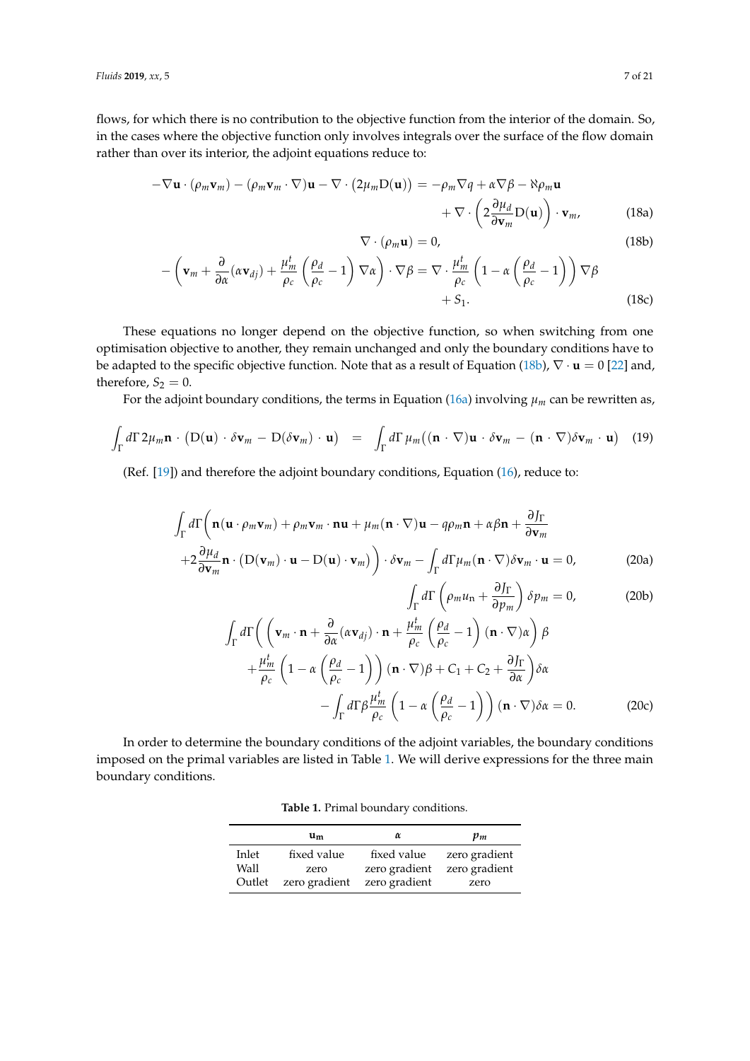flows, for which there is no contribution to the objective function from the interior of the domain. So, in the cases where the objective function only involves integrals over the surface of the flow domain rather than over its interior, the adjoint equations reduce to:

$$
\begin{aligned}
-\nabla \mathbf{u} \cdot (\rho_m \mathbf{v}_m) - (\rho_m \mathbf{v}_m \cdot \nabla)\mathbf{u} - \nabla \cdot \left(2\mu_m \mathrm{D}(\mathbf{u})\right) = -\rho_m \nabla q + \alpha \nabla \beta - \aleph \rho_m \mathbf{u} \\
+ \nabla \cdot \left( 2 \frac{\partial \mu_d}{\partial \mathbf{v}_m} \mathrm{D}(\mathbf{u}) \right) \cdot \mathbf{v}_m,
\end{aligned}
\tag{18a}
$$

$$
\nabla \cdot (\rho_m \mathbf{u}) = 0, \tag{18b}
$$

$$
\begin{aligned}
-\left( \mathbf{v}_m + \frac{\partial}{\partial \alpha}(\alpha \mathbf{v}_{dj}) + \frac{\mu_m^t}{\rho_c} \left( \frac{\rho_d}{\rho_c} - 1 \right) \nabla \alpha \right) \cdot \nabla \beta = \nabla \cdot \frac{\mu_m^t}{\rho_c} \left( 1 - \alpha \left( \frac{\rho_d}{\rho_c} - 1 \right) \right) \nabla \beta \\
+ S_1.
\end{aligned}
\tag{18c}
$$

These equations no longer depend on the objective function, so when switching from one optimisation objective to another, they remain unchanged and only the boundary conditions have to be adapted to the specific objective function. Note that as a result of Equation (18b), $\nabla \cdot \mathbf{u} = 0$ [22] and, therefore, $S_2 = 0$.

For the adjoint boundary conditions, the terms in Equation (16a) involving $\mu_m$ can be rewritten as,

$$
\int_\Gamma d\Gamma \, 2\mu_m \mathbf{n} \cdot \left( \mathrm{D}(\mathbf{u}) \cdot \delta \mathbf{v}_m - \mathrm{D}(\delta \mathbf{v}_m) \cdot \mathbf{u} \right) = \int_\Gamma d\Gamma \, \mu_m \left( (\mathbf{n} \cdot \nabla)\mathbf{u} \cdot \delta \mathbf{v}_m - (\mathbf{n} \cdot \nabla)\delta \mathbf{v}_m \cdot \mathbf{u} \right) \tag{19}
$$

(Ref. [19]) and therefore the adjoint boundary conditions, Equation (16), reduce to:

$$
\begin{aligned}
\int_\Gamma d\Gamma \bigg( \mathbf{n}(\mathbf{u} \cdot \rho_m \mathbf{v}_m) + \rho_m \mathbf{v}_m \cdot \mathbf{n} \mathbf{u} + \mu_m (\mathbf{n} \cdot \nabla)\mathbf{u} - q \rho_m \mathbf{n} + \alpha \beta \mathbf{n} + \frac{\partial J_\Gamma}{\partial \mathbf{v}_m} \\
+ 2 \frac{\partial \mu_d}{\partial \mathbf{v}_m} \mathbf{n} \cdot \left( \mathrm{D}(\mathbf{v}_m) \cdot \mathbf{u} - \mathrm{D}(\mathbf{u}) \cdot \mathbf{v}_m \right) \bigg) \cdot \delta \mathbf{v}_m - \int_\Gamma d\Gamma \mu_m (\mathbf{n} \cdot \nabla) \delta \mathbf{v}_m \cdot \mathbf{u} = 0,
\end{aligned}
\tag{20a}
$$

$$
\int_\Gamma d\Gamma \left( \rho_m u_\mathrm{n} + \frac{\partial J_\Gamma}{\partial p_m} \right) \delta p_m = 0, \tag{20b}
$$

$$
\begin{aligned}
\int_\Gamma d\Gamma \bigg( \left( \mathbf{v}_m \cdot \mathbf{n} + \frac{\partial}{\partial \alpha}(\alpha \mathbf{v}_{dj}) \cdot \mathbf{n} + \frac{\mu_m^t}{\rho_c} \left( \frac{\rho_d}{\rho_c} - 1 \right) (\mathbf{n} \cdot \nabla)\alpha \right) \beta \\
+ \frac{\mu_m^t}{\rho_c} \left( 1 - \alpha \left( \frac{\rho_d}{\rho_c} - 1 \right) \right) (\mathbf{n} \cdot \nabla)\beta + C_1 + C_2 + \frac{\partial J_\Gamma}{\partial \alpha} \bigg) \delta \alpha \\
- \int_\Gamma d\Gamma \beta \frac{\mu_m^t}{\rho_c} \left( 1 - \alpha \left( \frac{\rho_d}{\rho_c} - 1 \right) \right) (\mathbf{n} \cdot \nabla) \delta \alpha = 0.
\end{aligned}
\tag{20c}
$$

In order to determine the boundary conditions of the adjoint variables, the boundary conditions imposed on the primal variables are listed in Table 1. We will derive expressions for the three main boundary conditions.

**Table 1.** Primal boundary conditions.

| | $\mathbf{u_m}$ | $\alpha$ | $p_m$ |
|---|---|---|---|
| Inlet | fixed value | fixed value | zero gradient |
| Wall | zero | zero gradient | zero gradient |
| Outlet | zero gradient | zero gradient | zero |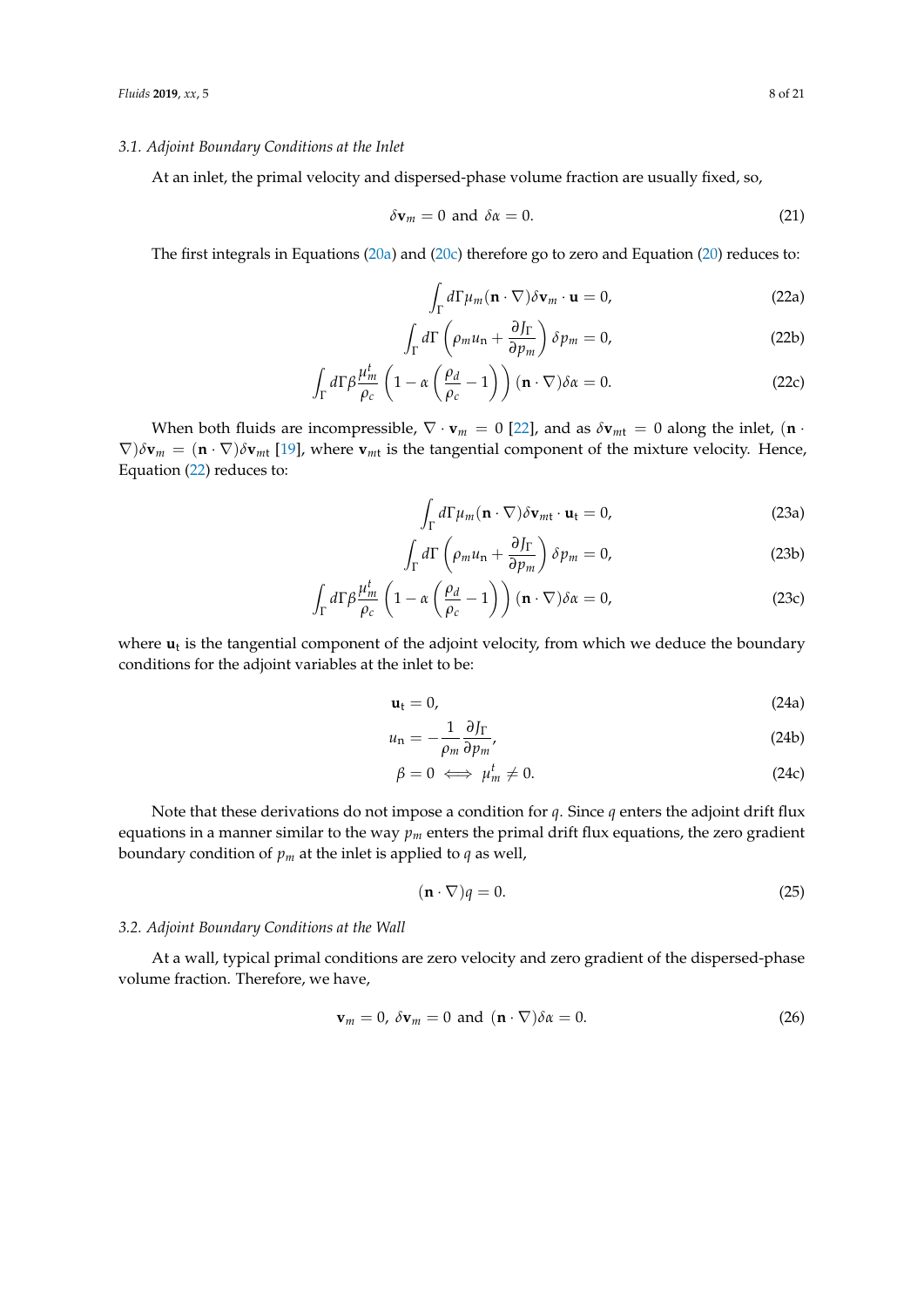### 3.1. Adjoint Boundary Conditions at the Inlet

At an inlet, the primal velocity and dispersed-phase volume fraction are usually fixed, so,

$$\delta \mathbf{v}_m = 0 \text{ and } \delta \alpha = 0. \tag{21}$$

The first integrals in Equations (20a) and (20c) therefore go to zero and Equation (20) reduces to:

$$\int_\Gamma d\Gamma \mu_m (\mathbf{n} \cdot \nabla) \delta \mathbf{v}_m \cdot \mathbf{u} = 0, \tag{22a}$$

$$\int_\Gamma d\Gamma \left( \rho_m u_\text{n} + \frac{\partial J_\Gamma}{\partial p_m} \right) \delta p_m = 0, \tag{22b}$$

$$\int_\Gamma d\Gamma \beta \frac{\mu_m^t}{\rho_c} \left( 1 - \alpha \left( \frac{\rho_d}{\rho_c} - 1 \right) \right) (\mathbf{n} \cdot \nabla) \delta \alpha = 0. \tag{22c}$$

When both fluids are incompressible, $\nabla \cdot \mathbf{v}_m = 0$ [22], and as $\delta \mathbf{v}_{mt} = 0$ along the inlet, $(\mathbf{n} \cdot \nabla) \delta \mathbf{v}_m = (\mathbf{n} \cdot \nabla) \delta \mathbf{v}_{mt}$ [19], where $\mathbf{v}_{mt}$ is the tangential component of the mixture velocity. Hence, Equation (22) reduces to:

$$\int_\Gamma d\Gamma \mu_m (\mathbf{n} \cdot \nabla) \delta \mathbf{v}_{mt} \cdot \mathbf{u}_\text{t} = 0, \tag{23a}$$

$$\int_\Gamma d\Gamma \left( \rho_m u_\text{n} + \frac{\partial J_\Gamma}{\partial p_m} \right) \delta p_m = 0, \tag{23b}$$

$$\int_\Gamma d\Gamma \beta \frac{\mu_m^t}{\rho_c} \left( 1 - \alpha \left( \frac{\rho_d}{\rho_c} - 1 \right) \right) (\mathbf{n} \cdot \nabla) \delta \alpha = 0, \tag{23c}$$

where $\mathbf{u}_\text{t}$ is the tangential component of the adjoint velocity, from which we deduce the boundary conditions for the adjoint variables at the inlet to be:

$$\mathbf{u}_\text{t} = 0, \tag{24a}$$

$$u_\text{n} = -\frac{1}{\rho_m} \frac{\partial J_\Gamma}{\partial p_m}, \tag{24b}$$

$$\beta = 0 \iff \mu_m^t \neq 0. \tag{24c}$$

Note that these derivations do not impose a condition for $q$. Since $q$ enters the adjoint drift flux equations in a manner similar to the way $p_m$ enters the primal drift flux equations, the zero gradient boundary condition of $p_m$ at the inlet is applied to $q$ as well,

$$(\mathbf{n} \cdot \nabla) q = 0. \tag{25}$$

### 3.2. Adjoint Boundary Conditions at the Wall

At a wall, typical primal conditions are zero velocity and zero gradient of the dispersed-phase volume fraction. Therefore, we have,

$$\mathbf{v}_m = 0, \ \delta \mathbf{v}_m = 0 \text{ and } (\mathbf{n} \cdot \nabla) \delta \alpha = 0. \tag{26}$$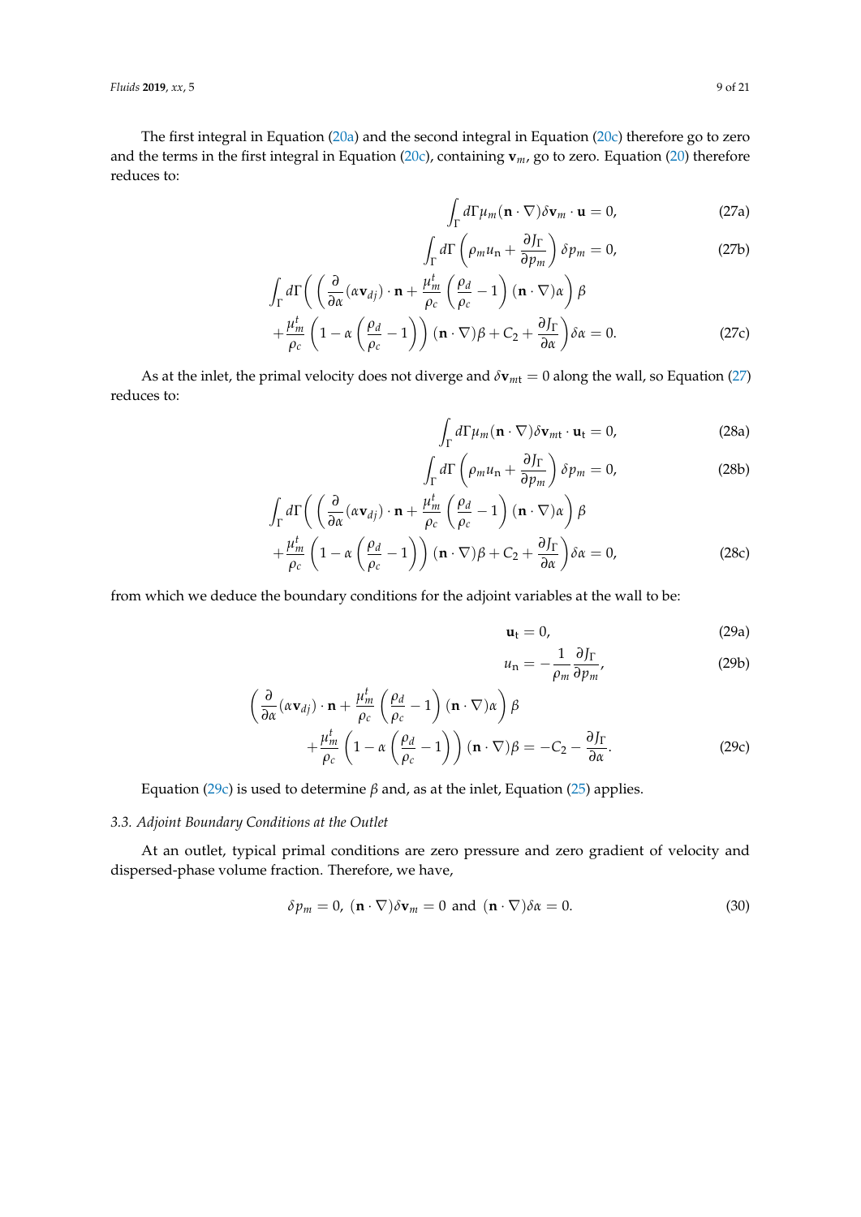The first integral in Equation (20a) and the second integral in Equation (20c) therefore go to zero and the terms in the first integral in Equation (20c), containing $\mathbf{v}_m$, go to zero. Equation (20) therefore reduces to:

$$\int_\Gamma d\Gamma \mu_m (\mathbf{n} \cdot \nabla) \delta \mathbf{v}_m \cdot \mathbf{u} = 0, \tag{27a}$$

$$\int_\Gamma d\Gamma \left( \rho_m u_\mathrm{n} + \frac{\partial J_\Gamma}{\partial p_m} \right) \delta p_m = 0, \tag{27b}$$

$$\int_\Gamma d\Gamma \Bigg( \left( \frac{\partial}{\partial \alpha}(\alpha \mathbf{v}_{dj}) \cdot \mathbf{n} + \frac{\mu_m^t}{\rho_c} \left( \frac{\rho_d}{\rho_c} - 1 \right) (\mathbf{n} \cdot \nabla) \alpha \right) \beta + \frac{\mu_m^t}{\rho_c} \left( 1 - \alpha \left( \frac{\rho_d}{\rho_c} - 1 \right) \right) (\mathbf{n} \cdot \nabla) \beta + C_2 + \frac{\partial J_\Gamma}{\partial \alpha} \Bigg) \delta \alpha = 0. \tag{27c}$$

As at the inlet, the primal velocity does not diverge and $\delta \mathbf{v}_{m\mathrm{t}} = 0$ along the wall, so Equation (27) reduces to:

$$\int_\Gamma d\Gamma \mu_m (\mathbf{n} \cdot \nabla) \delta \mathbf{v}_{m\mathrm{t}} \cdot \mathbf{u}_\mathrm{t} = 0, \tag{28a}$$

$$\int_\Gamma d\Gamma \left( \rho_m u_\mathrm{n} + \frac{\partial J_\Gamma}{\partial p_m} \right) \delta p_m = 0, \tag{28b}$$

$$\int_\Gamma d\Gamma \Bigg( \left( \frac{\partial}{\partial \alpha}(\alpha \mathbf{v}_{dj}) \cdot \mathbf{n} + \frac{\mu_m^t}{\rho_c} \left( \frac{\rho_d}{\rho_c} - 1 \right) (\mathbf{n} \cdot \nabla) \alpha \right) \beta + \frac{\mu_m^t}{\rho_c} \left( 1 - \alpha \left( \frac{\rho_d}{\rho_c} - 1 \right) \right) (\mathbf{n} \cdot \nabla) \beta + C_2 + \frac{\partial J_\Gamma}{\partial \alpha} \Bigg) \delta \alpha = 0, \tag{28c}$$

from which we deduce the boundary conditions for the adjoint variables at the wall to be:

$$\mathbf{u}_\mathrm{t} = 0, \tag{29a}$$

$$u_\mathrm{n} = -\frac{1}{\rho_m} \frac{\partial J_\Gamma}{\partial p_m}, \tag{29b}$$

$$\left( \frac{\partial}{\partial \alpha}(\alpha \mathbf{v}_{dj}) \cdot \mathbf{n} + \frac{\mu_m^t}{\rho_c} \left( \frac{\rho_d}{\rho_c} - 1 \right) (\mathbf{n} \cdot \nabla) \alpha \right) \beta + \frac{\mu_m^t}{\rho_c} \left( 1 - \alpha \left( \frac{\rho_d}{\rho_c} - 1 \right) \right) (\mathbf{n} \cdot \nabla) \beta = -C_2 - \frac{\partial J_\Gamma}{\partial \alpha}. \tag{29c}$$

Equation (29c) is used to determine $\beta$ and, as at the inlet, Equation (25) applies.

### 3.3. Adjoint Boundary Conditions at the Outlet

At an outlet, typical primal conditions are zero pressure and zero gradient of velocity and dispersed-phase volume fraction. Therefore, we have,

$$\delta p_m = 0, \ (\mathbf{n} \cdot \nabla) \delta \mathbf{v}_m = 0 \ \text{and} \ (\mathbf{n} \cdot \nabla) \delta \alpha = 0. \tag{30}$$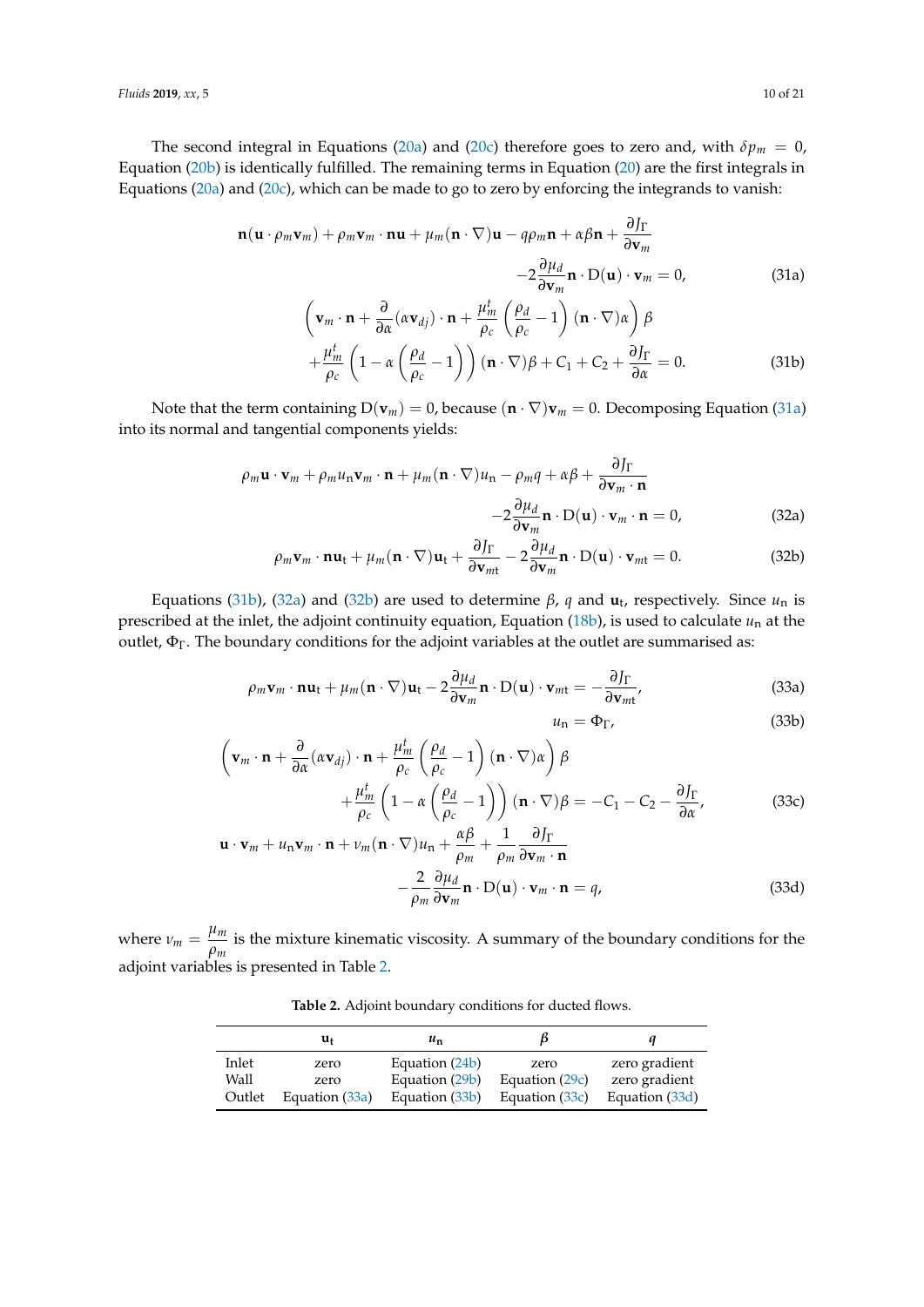The second integral in Equations (20a) and (20c) therefore goes to zero and, with $\delta p_m = 0$, Equation (20b) is identically fulfilled. The remaining terms in Equation (20) are the first integrals in Equations (20a) and (20c), which can be made to go to zero by enforcing the integrands to vanish:

$$\mathbf{n}(\mathbf{u} \cdot \rho_m \mathbf{v}_m) + \rho_m \mathbf{v}_m \cdot \mathbf{n}\mathbf{u} + \mu_m(\mathbf{n} \cdot \nabla)\mathbf{u} - q\rho_m \mathbf{n} + \alpha\beta\mathbf{n} + \frac{\partial J_\Gamma}{\partial \mathbf{v}_m} - 2\frac{\partial \mu_d}{\partial \mathbf{v}_m}\mathbf{n} \cdot \mathrm{D}(\mathbf{u}) \cdot \mathbf{v}_m = 0, \tag{31a}$$

$$\left(\mathbf{v}_m \cdot \mathbf{n} + \frac{\partial}{\partial \alpha}(\alpha \mathbf{v}_{dj}) \cdot \mathbf{n} + \frac{\mu_m^t}{\rho_c}\left(\frac{\rho_d}{\rho_c} - 1\right)(\mathbf{n} \cdot \nabla)\alpha\right)\beta + \frac{\mu_m^t}{\rho_c}\left(1 - \alpha\left(\frac{\rho_d}{\rho_c} - 1\right)\right)(\mathbf{n} \cdot \nabla)\beta + C_1 + C_2 + \frac{\partial J_\Gamma}{\partial \alpha} = 0. \tag{31b}$$

Note that the term containing $\mathrm{D}(\mathbf{v}_m) = 0$, because $(\mathbf{n} \cdot \nabla)\mathbf{v}_m = 0$. Decomposing Equation (31a) into its normal and tangential components yields:

$$\rho_m \mathbf{u} \cdot \mathbf{v}_m + \rho_m u_\mathrm{n} \mathbf{v}_m \cdot \mathbf{n} + \mu_m(\mathbf{n} \cdot \nabla)u_\mathrm{n} - \rho_m q + \alpha\beta + \frac{\partial J_\Gamma}{\partial \mathbf{v}_m \cdot \mathbf{n}} - 2\frac{\partial \mu_d}{\partial \mathbf{v}_m}\mathbf{n} \cdot \mathrm{D}(\mathbf{u}) \cdot \mathbf{v}_m \cdot \mathbf{n} = 0, \tag{32a}$$

$$\rho_m \mathbf{v}_m \cdot \mathbf{n}\mathbf{u}_\mathrm{t} + \mu_m(\mathbf{n} \cdot \nabla)\mathbf{u}_\mathrm{t} + \frac{\partial J_\Gamma}{\partial \mathbf{v}_{mt}} - 2\frac{\partial \mu_d}{\partial \mathbf{v}_m}\mathbf{n} \cdot \mathrm{D}(\mathbf{u}) \cdot \mathbf{v}_{mt} = 0. \tag{32b}$$

Equations (31b), (32a) and (32b) are used to determine $\beta$, $q$ and $\mathbf{u}_\mathrm{t}$, respectively. Since $u_\mathrm{n}$ is prescribed at the inlet, the adjoint continuity equation, Equation (18b), is used to calculate $u_\mathrm{n}$ at the outlet, $\Phi_\Gamma$. The boundary conditions for the adjoint variables at the outlet are summarised as:

$$\rho_m \mathbf{v}_m \cdot \mathbf{n}\mathbf{u}_\mathrm{t} + \mu_m(\mathbf{n} \cdot \nabla)\mathbf{u}_\mathrm{t} - 2\frac{\partial \mu_d}{\partial \mathbf{v}_m}\mathbf{n} \cdot \mathrm{D}(\mathbf{u}) \cdot \mathbf{v}_{mt} = -\frac{\partial J_\Gamma}{\partial \mathbf{v}_{mt}}, \tag{33a}$$

$$u_\mathrm{n} = \Phi_\Gamma, \tag{33b}$$

$$\left(\mathbf{v}_m \cdot \mathbf{n} + \frac{\partial}{\partial \alpha}(\alpha \mathbf{v}_{dj}) \cdot \mathbf{n} + \frac{\mu_m^t}{\rho_c}\left(\frac{\rho_d}{\rho_c} - 1\right)(\mathbf{n} \cdot \nabla)\alpha\right)\beta + \frac{\mu_m^t}{\rho_c}\left(1 - \alpha\left(\frac{\rho_d}{\rho_c} - 1\right)\right)(\mathbf{n} \cdot \nabla)\beta = -C_1 - C_2 - \frac{\partial J_\Gamma}{\partial \alpha}, \tag{33c}$$

$$\mathbf{u} \cdot \mathbf{v}_m + u_\mathrm{n} \mathbf{v}_m \cdot \mathbf{n} + \nu_m(\mathbf{n} \cdot \nabla)u_\mathrm{n} + \frac{\alpha\beta}{\rho_m} + \frac{1}{\rho_m}\frac{\partial J_\Gamma}{\partial \mathbf{v}_m \cdot \mathbf{n}} - \frac{2}{\rho_m}\frac{\partial \mu_d}{\partial \mathbf{v}_m}\mathbf{n} \cdot \mathrm{D}(\mathbf{u}) \cdot \mathbf{v}_m \cdot \mathbf{n} = q, \tag{33d}$$

where $\nu_m = \dfrac{\mu_m}{\rho_m}$ is the mixture kinematic viscosity. A summary of the boundary conditions for the adjoint variables is presented in Table 2.

**Table 2.** Adjoint boundary conditions for ducted flows.

| | $\mathbf{u}_\mathrm{t}$ | $u_\mathrm{n}$ | $\beta$ | $q$ |
|---|---|---|---|---|
| Inlet | zero | Equation (24b) | zero | zero gradient |
| Wall | zero | Equation (29b) | Equation (29c) | zero gradient |
| Outlet | Equation (33a) | Equation (33b) | Equation (33c) | Equation (33d) |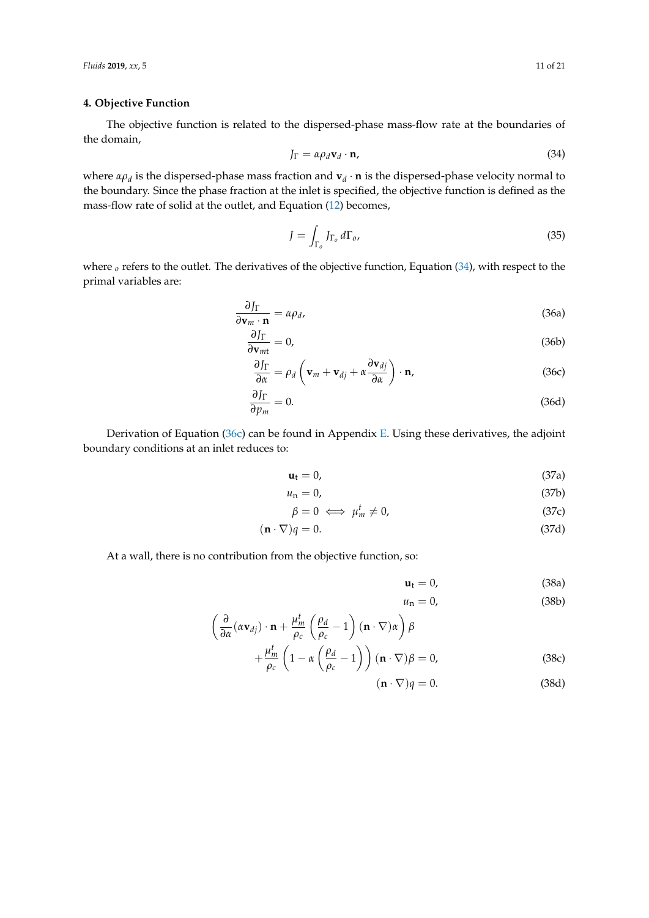## 4. Objective Function

The objective function is related to the dispersed-phase mass-flow rate at the boundaries of the domain,

$$J_\Gamma = \alpha \rho_d \mathbf{v}_d \cdot \mathbf{n}, \tag{34}$$

where $\alpha\rho_d$ is the dispersed-phase mass fraction and $\mathbf{v}_d \cdot \mathbf{n}$ is the dispersed-phase velocity normal to the boundary. Since the phase fraction at the inlet is specified, the objective function is defined as the mass-flow rate of solid at the outlet, and Equation (12) becomes,

$$J = \int_{\Gamma_o} J_{\Gamma_o} \, d\Gamma_o, \tag{35}$$

where $_o$ refers to the outlet. The derivatives of the objective function, Equation (34), with respect to the primal variables are:

$$\frac{\partial J_\Gamma}{\partial \mathbf{v}_m \cdot \mathbf{n}} = \alpha \rho_d, \tag{36a}$$

$$\frac{\partial J_\Gamma}{\partial \mathbf{v}_{mt}} = 0, \tag{36b}$$

$$\frac{\partial J_\Gamma}{\partial \alpha} = \rho_d \left( \mathbf{v}_m + \mathbf{v}_{dj} + \alpha \frac{\partial \mathbf{v}_{dj}}{\partial \alpha} \right) \cdot \mathbf{n}, \tag{36c}$$

$$\frac{\partial J_\Gamma}{\partial p_m} = 0. \tag{36d}$$

Derivation of Equation (36c) can be found in Appendix E. Using these derivatives, the adjoint boundary conditions at an inlet reduces to:

$$\mathbf{u}_\mathrm{t} = 0, \tag{37a}$$

$$u_\mathrm{n} = 0, \tag{37b}$$

$$\beta = 0 \iff \mu_m^t \neq 0, \tag{37c}$$

$$(\mathbf{n} \cdot \nabla) q = 0. \tag{37d}$$

At a wall, there is no contribution from the objective function, so:

$$\mathbf{u}_\mathrm{t} = 0, \tag{38a}$$

$$u_\mathrm{n} = 0, \tag{38b}$$

$$\left( \frac{\partial}{\partial \alpha} (\alpha \mathbf{v}_{dj}) \cdot \mathbf{n} + \frac{\mu_m^t}{\rho_c} \left( \frac{\rho_d}{\rho_c} - 1 \right) (\mathbf{n} \cdot \nabla) \alpha \right) \beta + \frac{\mu_m^t}{\rho_c} \left( 1 - \alpha \left( \frac{\rho_d}{\rho_c} - 1 \right) \right) (\mathbf{n} \cdot \nabla) \beta = 0, \tag{38c}$$

$$(\mathbf{n} \cdot \nabla) q = 0. \tag{38d}$$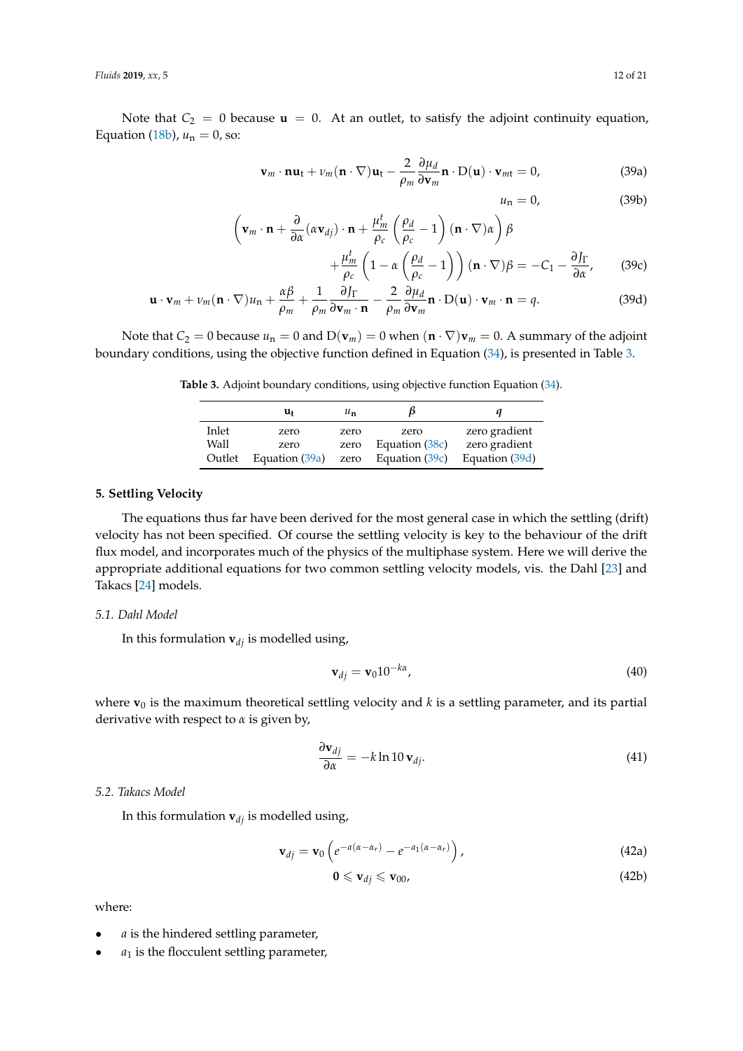Note that $C_2 = 0$ because $\mathbf{u} = 0$. At an outlet, to satisfy the adjoint continuity equation, Equation (18b), $u_\mathrm{n} = 0$, so:

$$
\mathbf{v}_m \cdot \mathbf{n}\mathbf{u}_\mathrm{t} + \nu_m (\mathbf{n} \cdot \nabla)\mathbf{u}_\mathrm{t} - \frac{2}{\rho_m} \frac{\partial \mu_d}{\partial \mathbf{v}_m} \mathbf{n} \cdot \mathrm{D}(\mathbf{u}) \cdot \mathbf{v}_{mt} = 0, \tag{39a}
$$

$$
u_\mathrm{n} = 0, \tag{39b}
$$

$$
\left( \mathbf{v}_m \cdot \mathbf{n} + \frac{\partial}{\partial \alpha}(\alpha \mathbf{v}_{dj}) \cdot \mathbf{n} + \frac{\mu_m^t}{\rho_c} \left( \frac{\rho_d}{\rho_c} - 1 \right) (\mathbf{n} \cdot \nabla)\alpha \right) \beta
+ \frac{\mu_m^t}{\rho_c} \left( 1 - \alpha \left( \frac{\rho_d}{\rho_c} - 1 \right) \right) (\mathbf{n} \cdot \nabla)\beta = -C_1 - \frac{\partial J_\Gamma}{\partial \alpha}, \tag{39c}
$$

$$
\mathbf{u} \cdot \mathbf{v}_m + \nu_m (\mathbf{n} \cdot \nabla) u_\mathrm{n} + \frac{\alpha \beta}{\rho_m} + \frac{1}{\rho_m} \frac{\partial J_\Gamma}{\partial \mathbf{v}_m \cdot \mathbf{n}} - \frac{2}{\rho_m} \frac{\partial \mu_d}{\partial \mathbf{v}_m} \mathbf{n} \cdot \mathrm{D}(\mathbf{u}) \cdot \mathbf{v}_m \cdot \mathbf{n} = q. \tag{39d}
$$

Note that $C_2 = 0$ because $u_\mathrm{n} = 0$ and $\mathrm{D}(\mathbf{v}_m) = 0$ when $(\mathbf{n} \cdot \nabla)\mathbf{v}_m = 0$. A summary of the adjoint boundary conditions, using the objective function defined in Equation (34), is presented in Table 3.

**Table 3.** Adjoint boundary conditions, using objective function Equation (34).

| | $\mathbf{u}_\mathrm{t}$ | $u_\mathbf{n}$ | $\beta$ | $q$ |
|---|---|---|---|---|
| Inlet | zero | zero | zero | zero gradient |
| Wall | zero | zero | Equation (38c) | zero gradient |
| Outlet | Equation (39a) | zero | Equation (39c) | Equation (39d) |

## 5. Settling Velocity

The equations thus far have been derived for the most general case in which the settling (drift) velocity has not been specified. Of course the settling velocity is key to the behaviour of the drift flux model, and incorporates much of the physics of the multiphase system. Here we will derive the appropriate additional equations for two common settling velocity models, vis. the Dahl [23] and Takacs [24] models.

### 5.1. Dahl Model

In this formulation $\mathbf{v}_{dj}$ is modelled using,

$$
\mathbf{v}_{dj} = \mathbf{v}_0 10^{-k\alpha}, \tag{40}
$$

where $\mathbf{v}_0$ is the maximum theoretical settling velocity and $k$ is a settling parameter, and its partial derivative with respect to $\alpha$ is given by,

$$
\frac{\partial \mathbf{v}_{dj}}{\partial \alpha} = -k \ln 10 \, \mathbf{v}_{dj}. \tag{41}
$$

### 5.2. Takacs Model

In this formulation $\mathbf{v}_{dj}$ is modelled using,

$$
\mathbf{v}_{dj} = \mathbf{v}_0 \left( e^{-a(\alpha - \alpha_r)} - e^{-a_1(\alpha - \alpha_r)} \right), \tag{42a}
$$

$$
\mathbf{0} \leqslant \mathbf{v}_{dj} \leqslant \mathbf{v}_{00}, \tag{42b}
$$

where:

- $a$ is the hindered settling parameter,
- $a_1$ is the flocculent settling parameter,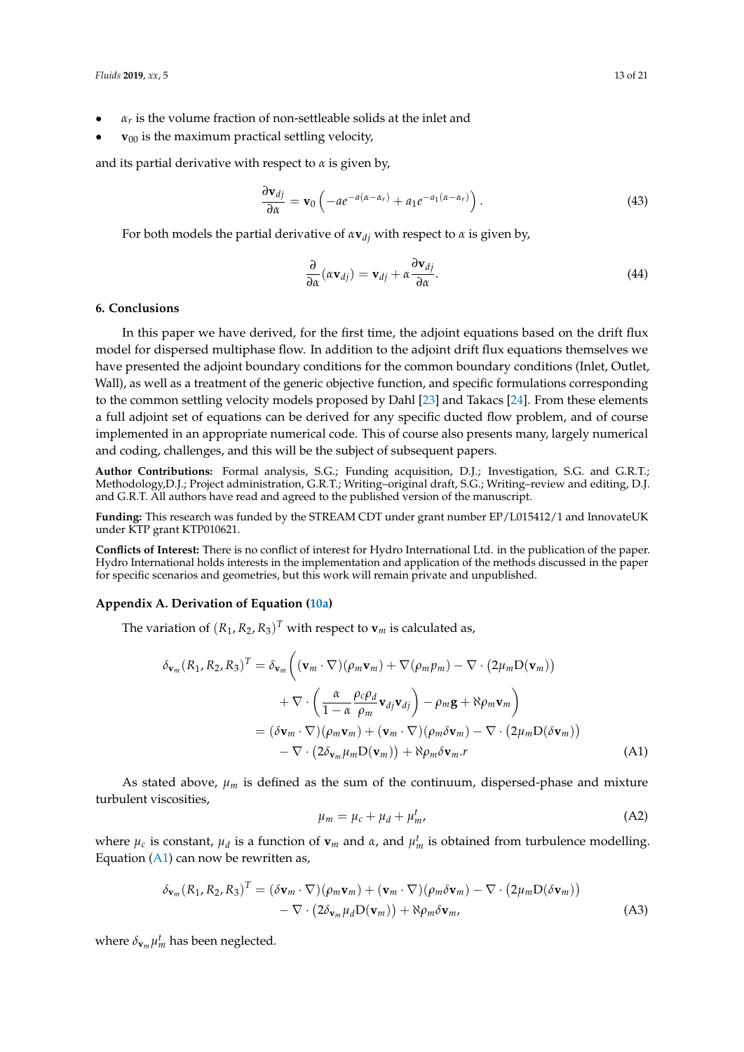- $\alpha_r$ is the volume fraction of non-settleable solids at the inlet and
- $\mathbf{v}_{00}$ is the maximum practical settling velocity,

and its partial derivative with respect to $\alpha$ is given by,

$$\frac{\partial \mathbf{v}_{dj}}{\partial \alpha} = \mathbf{v}_0 \left( -a e^{-a(\alpha - \alpha_r)} + a_1 e^{-a_1(\alpha - \alpha_r)} \right). \tag{43}$$

For both models the partial derivative of $\alpha \mathbf{v}_{dj}$ with respect to $\alpha$ is given by,

$$\frac{\partial}{\partial \alpha}(\alpha \mathbf{v}_{dj}) = \mathbf{v}_{dj} + \alpha \frac{\partial \mathbf{v}_{dj}}{\partial \alpha}. \tag{44}$$

## 6. Conclusions

In this paper we have derived, for the first time, the adjoint equations based on the drift flux model for dispersed multiphase flow. In addition to the adjoint drift flux equations themselves we have presented the adjoint boundary conditions for the common boundary conditions (Inlet, Outlet, Wall), as well as a treatment of the generic objective function, and specific formulations corresponding to the common settling velocity models proposed by Dahl [23] and Takacs [24]. From these elements a full adjoint set of equations can be derived for any specific ducted flow problem, and of course implemented in an appropriate numerical code. This of course also presents many, largely numerical and coding, challenges, and this will be the subject of subsequent papers.

**Author Contributions:** Formal analysis, S.G.; Funding acquisition, D.J.; Investigation, S.G. and G.R.T.; Methodology,D.J.; Project administration, G.R.T.; Writing–original draft, S.G.; Writing–review and editing, D.J. and G.R.T. All authors have read and agreed to the published version of the manuscript.

**Funding:** This research was funded by the STREAM CDT under grant number EP/L015412/1 and InnovateUK under KTP grant KTP010621.

**Conflicts of Interest:** There is no conflict of interest for Hydro International Ltd. in the publication of the paper. Hydro International holds interests in the implementation and application of the methods discussed in the paper for specific scenarios and geometries, but this work will remain private and unpublished.

## Appendix A. Derivation of Equation (10a)

The variation of $(R_1, R_2, R_3)^T$ with respect to $\mathbf{v}_m$ is calculated as,

$$\begin{aligned}
\delta_{\mathbf{v}_m}(R_1, R_2, R_3)^T &= \delta_{\mathbf{v}_m}\Bigg( (\mathbf{v}_m \cdot \nabla)(\rho_m \mathbf{v}_m) + \nabla(\rho_m p_m) - \nabla \cdot \left(2\mu_m \mathrm{D}(\mathbf{v}_m)\right) \\
&\quad + \nabla \cdot \left( \frac{\alpha}{1-\alpha} \frac{\rho_c \rho_d}{\rho_m} \mathbf{v}_{dj} \mathbf{v}_{dj} \right) - \rho_m \mathbf{g} + \aleph \rho_m \mathbf{v}_m \Bigg) \\
&= (\delta \mathbf{v}_m \cdot \nabla)(\rho_m \mathbf{v}_m) + (\mathbf{v}_m \cdot \nabla)(\rho_m \delta \mathbf{v}_m) - \nabla \cdot \left(2\mu_m \mathrm{D}(\delta \mathbf{v}_m)\right) \\
&\quad - \nabla \cdot \left(2\delta_{\mathbf{v}_m} \mu_m \mathrm{D}(\mathbf{v}_m)\right) + \aleph \rho_m \delta \mathbf{v}_m .r
\end{aligned} \tag{A1}$$

As stated above, $\mu_m$ is defined as the sum of the continuum, dispersed-phase and mixture turbulent viscosities,

$$\mu_m = \mu_c + \mu_d + \mu_m^t, \tag{A2}$$

where $\mu_c$ is constant, $\mu_d$ is a function of $\mathbf{v}_m$ and $\alpha$, and $\mu_m^t$ is obtained from turbulence modelling. Equation (A1) can now be rewritten as,

$$\begin{aligned}
\delta_{\mathbf{v}_m}(R_1, R_2, R_3)^T &= (\delta \mathbf{v}_m \cdot \nabla)(\rho_m \mathbf{v}_m) + (\mathbf{v}_m \cdot \nabla)(\rho_m \delta \mathbf{v}_m) - \nabla \cdot \left(2\mu_m \mathrm{D}(\delta \mathbf{v}_m)\right) \\
&\quad - \nabla \cdot \left(2\delta_{\mathbf{v}_m} \mu_d \mathrm{D}(\mathbf{v}_m)\right) + \aleph \rho_m \delta \mathbf{v}_m,
\end{aligned} \tag{A3}$$

where $\delta_{\mathbf{v}_m} \mu_m^t$ has been neglected.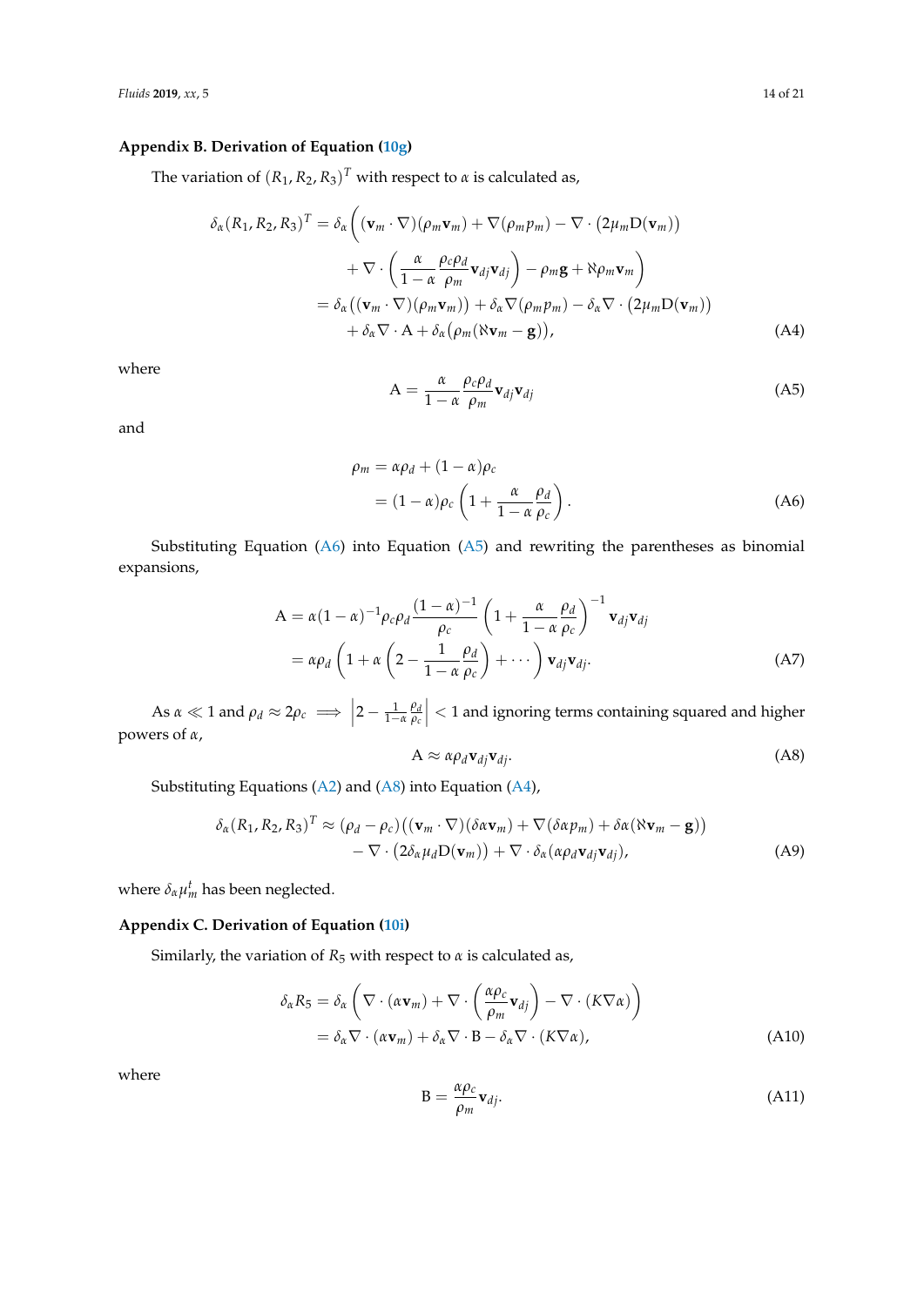## Appendix B. Derivation of Equation (10g)

The variation of $(R_1, R_2, R_3)^T$ with respect to $\alpha$ is calculated as,

$$
\begin{aligned}
\delta_\alpha (R_1, R_2, R_3)^T &= \delta_\alpha \Bigg( (\mathbf{v}_m \cdot \nabla)(\rho_m \mathbf{v}_m) + \nabla(\rho_m p_m) - \nabla \cdot \left(2\mu_m \mathrm{D}(\mathbf{v}_m)\right) \\
&\quad + \nabla \cdot \left( \frac{\alpha}{1-\alpha} \frac{\rho_c \rho_d}{\rho_m} \mathbf{v}_{dj} \mathbf{v}_{dj} \right) - \rho_m \mathbf{g} + \aleph \rho_m \mathbf{v}_m \Bigg) \\
&= \delta_\alpha \left( (\mathbf{v}_m \cdot \nabla)(\rho_m \mathbf{v}_m) \right) + \delta_\alpha \nabla(\rho_m p_m) - \delta_\alpha \nabla \cdot \left(2\mu_m \mathrm{D}(\mathbf{v}_m)\right) \\
&\quad + \delta_\alpha \nabla \cdot \mathrm{A} + \delta_\alpha \left( \rho_m (\aleph \mathbf{v}_m - \mathbf{g}) \right),
\end{aligned}
\tag{A4}
$$

where

$$
\mathrm{A} = \frac{\alpha}{1-\alpha} \frac{\rho_c \rho_d}{\rho_m} \mathbf{v}_{dj} \mathbf{v}_{dj} \tag{A5}
$$

and

$$
\begin{aligned}
\rho_m &= \alpha \rho_d + (1-\alpha)\rho_c \\
&= (1-\alpha)\rho_c \left( 1 + \frac{\alpha}{1-\alpha} \frac{\rho_d}{\rho_c} \right).
\end{aligned}
\tag{A6}
$$

Substituting Equation (A6) into Equation (A5) and rewriting the parentheses as binomial expansions,

$$
\begin{aligned}
\mathrm{A} &= \alpha (1-\alpha)^{-1} \rho_c \rho_d \frac{(1-\alpha)^{-1}}{\rho_c} \left( 1 + \frac{\alpha}{1-\alpha} \frac{\rho_d}{\rho_c} \right)^{-1} \mathbf{v}_{dj} \mathbf{v}_{dj} \\
&= \alpha \rho_d \left( 1 + \alpha \left( 2 - \frac{1}{1-\alpha} \frac{\rho_d}{\rho_c} \right) + \cdots \right) \mathbf{v}_{dj} \mathbf{v}_{dj}.
\end{aligned}
\tag{A7}
$$

As $\alpha \ll 1$ and $\rho_d \approx 2\rho_c \implies \left| 2 - \frac{1}{1-\alpha} \frac{\rho_d}{\rho_c} \right| < 1$ and ignoring terms containing squared and higher powers of $\alpha$,

$$
\mathrm{A} \approx \alpha \rho_d \mathbf{v}_{dj} \mathbf{v}_{dj}. \tag{A8}
$$

Substituting Equations (A2) and (A8) into Equation (A4),

$$
\begin{aligned}
\delta_\alpha (R_1, R_2, R_3)^T &\approx (\rho_d - \rho_c) \left( (\mathbf{v}_m \cdot \nabla)(\delta \alpha \mathbf{v}_m) + \nabla(\delta \alpha p_m) + \delta \alpha (\aleph \mathbf{v}_m - \mathbf{g}) \right) \\
&\quad - \nabla \cdot \left( 2 \delta_\alpha \mu_d \mathrm{D}(\mathbf{v}_m) \right) + \nabla \cdot \delta_\alpha (\alpha \rho_d \mathbf{v}_{dj} \mathbf{v}_{dj}),
\end{aligned}
\tag{A9}
$$

where $\delta_\alpha \mu_m^t$ has been neglected.

## Appendix C. Derivation of Equation (10i)

Similarly, the variation of $R_5$ with respect to $\alpha$ is calculated as,

$$
\begin{aligned}
\delta_\alpha R_5 &= \delta_\alpha \left( \nabla \cdot (\alpha \mathbf{v}_m) + \nabla \cdot \left( \frac{\alpha \rho_c}{\rho_m} \mathbf{v}_{dj} \right) - \nabla \cdot (K \nabla \alpha) \right) \\
&= \delta_\alpha \nabla \cdot (\alpha \mathbf{v}_m) + \delta_\alpha \nabla \cdot \mathrm{B} - \delta_\alpha \nabla \cdot (K \nabla \alpha),
\end{aligned}
\tag{A10}
$$

where

$$
\mathrm{B} = \frac{\alpha \rho_c}{\rho_m} \mathbf{v}_{dj}. \tag{A11}
$$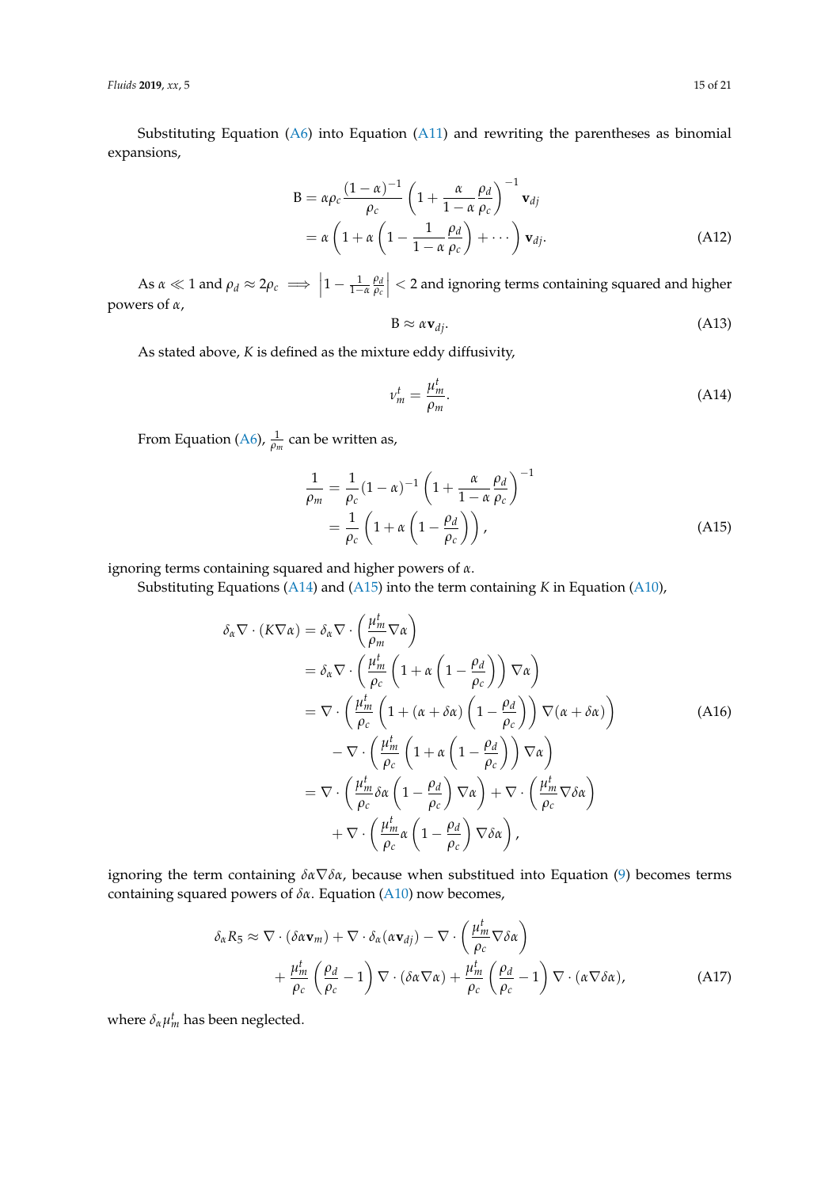Substituting Equation (A6) into Equation (A11) and rewriting the parentheses as binomial expansions,

$$
\begin{aligned}
\mathrm{B} &= \alpha\rho_c \frac{(1-\alpha)^{-1}}{\rho_c}\left(1+\frac{\alpha}{1-\alpha}\frac{\rho_d}{\rho_c}\right)^{-1}\mathbf{v}_{dj} \\
&= \alpha\left(1+\alpha\left(1-\frac{1}{1-\alpha}\frac{\rho_d}{\rho_c}\right)+\cdots\right)\mathbf{v}_{dj}.
\end{aligned}
\tag{A12}
$$

As $\alpha \ll 1$ and $\rho_d \approx 2\rho_c \implies \left|1-\frac{1}{1-\alpha}\frac{\rho_d}{\rho_c}\right| < 2$ and ignoring terms containing squared and higher powers of $\alpha$,

$$
\mathrm{B} \approx \alpha\mathbf{v}_{dj}. \tag{A13}
$$

As stated above, $K$ is defined as the mixture eddy diffusivity,

$$
\nu_m^t = \frac{\mu_m^t}{\rho_m}. \tag{A14}
$$

From Equation (A6), $\frac{1}{\rho_m}$ can be written as,

$$
\begin{aligned}
\frac{1}{\rho_m} &= \frac{1}{\rho_c}(1-\alpha)^{-1}\left(1+\frac{\alpha}{1-\alpha}\frac{\rho_d}{\rho_c}\right)^{-1} \\
&= \frac{1}{\rho_c}\left(1+\alpha\left(1-\frac{\rho_d}{\rho_c}\right)\right),
\end{aligned}
\tag{A15}
$$

ignoring terms containing squared and higher powers of $\alpha$.

Substituting Equations (A14) and (A15) into the term containing $K$ in Equation (A10),

$$
\begin{aligned}
\delta_\alpha\nabla\cdot(K\nabla\alpha) &= \delta_\alpha\nabla\cdot\left(\frac{\mu_m^t}{\rho_m}\nabla\alpha\right) \\
&= \delta_\alpha\nabla\cdot\left(\frac{\mu_m^t}{\rho_c}\left(1+\alpha\left(1-\frac{\rho_d}{\rho_c}\right)\right)\nabla\alpha\right) \\
&= \nabla\cdot\left(\frac{\mu_m^t}{\rho_c}\left(1+(\alpha+\delta\alpha)\left(1-\frac{\rho_d}{\rho_c}\right)\right)\nabla(\alpha+\delta\alpha)\right) \\
&\quad -\nabla\cdot\left(\frac{\mu_m^t}{\rho_c}\left(1+\alpha\left(1-\frac{\rho_d}{\rho_c}\right)\right)\nabla\alpha\right) \\
&= \nabla\cdot\left(\frac{\mu_m^t}{\rho_c}\delta\alpha\left(1-\frac{\rho_d}{\rho_c}\right)\nabla\alpha\right)+\nabla\cdot\left(\frac{\mu_m^t}{\rho_c}\nabla\delta\alpha\right) \\
&\quad +\nabla\cdot\left(\frac{\mu_m^t}{\rho_c}\alpha\left(1-\frac{\rho_d}{\rho_c}\right)\nabla\delta\alpha\right),
\end{aligned}
\tag{A16}
$$

ignoring the term containing $\delta\alpha\nabla\delta\alpha$, because when substitued into Equation (9) becomes terms containing squared powers of $\delta\alpha$. Equation (A10) now becomes,

$$
\begin{aligned}
\delta_\alpha R_5 \approx\; &\nabla\cdot(\delta\alpha\mathbf{v}_m)+\nabla\cdot\delta_\alpha(\alpha\mathbf{v}_{dj})-\nabla\cdot\left(\frac{\mu_m^t}{\rho_c}\nabla\delta\alpha\right) \\
&+\frac{\mu_m^t}{\rho_c}\left(\frac{\rho_d}{\rho_c}-1\right)\nabla\cdot(\delta\alpha\nabla\alpha)+\frac{\mu_m^t}{\rho_c}\left(\frac{\rho_d}{\rho_c}-1\right)\nabla\cdot(\alpha\nabla\delta\alpha),
\end{aligned}
\tag{A17}
$$

where $\delta_\alpha\mu_m^t$ has been neglected.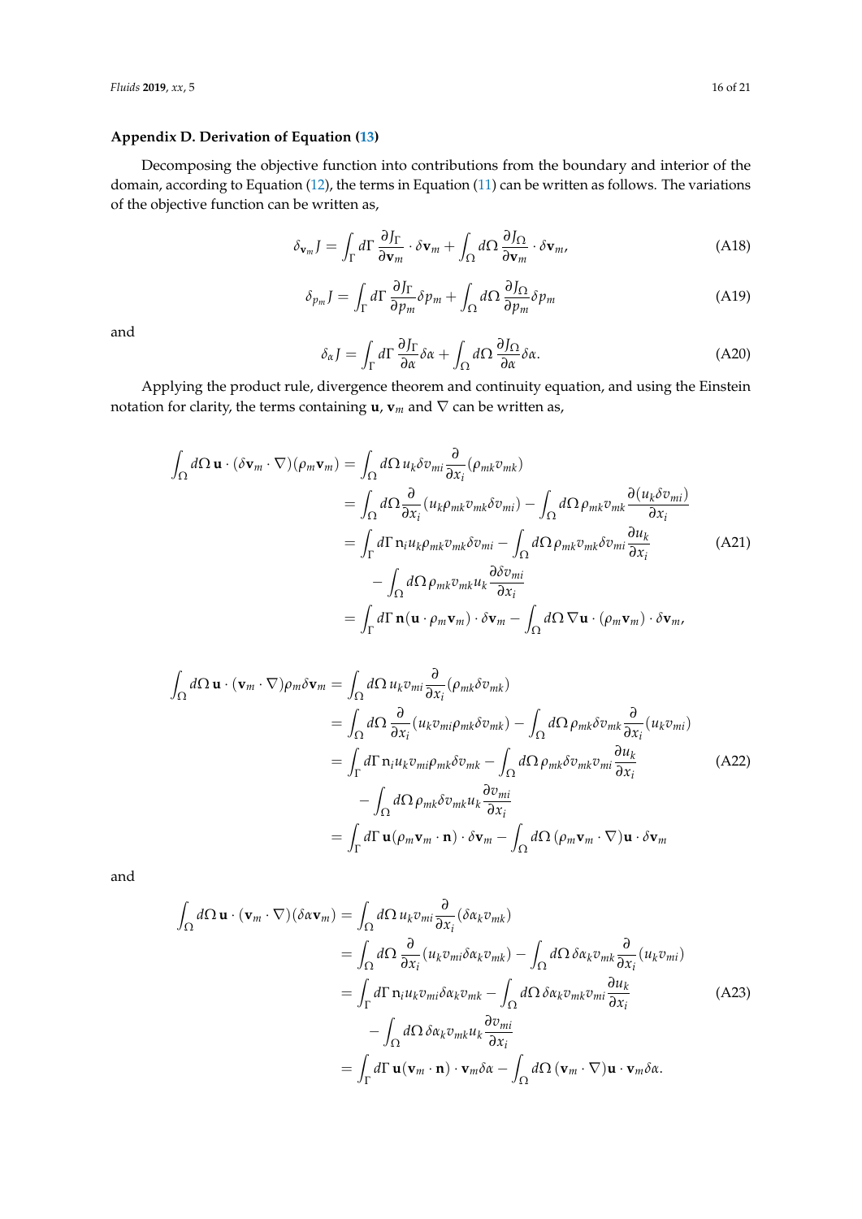## Appendix D. Derivation of Equation (13)

Decomposing the objective function into contributions from the boundary and interior of the domain, according to Equation (12), the terms in Equation (11) can be written as follows. The variations of the objective function can be written as,

$$\delta_{\mathbf{v}_m} J = \int_\Gamma d\Gamma \, \frac{\partial J_\Gamma}{\partial \mathbf{v}_m} \cdot \delta \mathbf{v}_m + \int_\Omega d\Omega \, \frac{\partial J_\Omega}{\partial \mathbf{v}_m} \cdot \delta \mathbf{v}_m, \tag{A18}$$

$$\delta_{p_m} J = \int_\Gamma d\Gamma \, \frac{\partial J_\Gamma}{\partial p_m} \delta p_m + \int_\Omega d\Omega \, \frac{\partial J_\Omega}{\partial p_m} \delta p_m \tag{A19}$$

and

$$\delta_\alpha J = \int_\Gamma d\Gamma \, \frac{\partial J_\Gamma}{\partial \alpha} \delta \alpha + \int_\Omega d\Omega \, \frac{\partial J_\Omega}{\partial \alpha} \delta \alpha. \tag{A20}$$

Applying the product rule, divergence theorem and continuity equation, and using the Einstein notation for clarity, the terms containing $\mathbf{u}$, $\mathbf{v}_m$ and $\nabla$ can be written as,

$$\begin{aligned}
\int_\Omega d\Omega \, \mathbf{u} \cdot (\delta \mathbf{v}_m \cdot \nabla)(\rho_m \mathbf{v}_m) &= \int_\Omega d\Omega \, u_k \delta v_{mi} \frac{\partial}{\partial x_i}(\rho_{mk} v_{mk}) \\
&= \int_\Omega d\Omega \frac{\partial}{\partial x_i}(u_k \rho_{mk} v_{mk} \delta v_{mi}) - \int_\Omega d\Omega \, \rho_{mk} v_{mk} \frac{\partial (u_k \delta v_{mi})}{\partial x_i} \\
&= \int_\Gamma d\Gamma \, \mathrm{n}_i u_k \rho_{mk} v_{mk} \delta v_{mi} - \int_\Omega d\Omega \, \rho_{mk} v_{mk} \delta v_{mi} \frac{\partial u_k}{\partial x_i} \\
&\quad - \int_\Omega d\Omega \, \rho_{mk} v_{mk} u_k \frac{\partial \delta v_{mi}}{\partial x_i} \\
&= \int_\Gamma d\Gamma \, \mathbf{n}(\mathbf{u} \cdot \rho_m \mathbf{v}_m) \cdot \delta \mathbf{v}_m - \int_\Omega d\Omega \, \nabla \mathbf{u} \cdot (\rho_m \mathbf{v}_m) \cdot \delta \mathbf{v}_m,
\end{aligned} \tag{A21}$$

$$\begin{aligned}
\int_\Omega d\Omega \, \mathbf{u} \cdot (\mathbf{v}_m \cdot \nabla) \rho_m \delta \mathbf{v}_m &= \int_\Omega d\Omega \, u_k v_{mi} \frac{\partial}{\partial x_i}(\rho_{mk} \delta v_{mk}) \\
&= \int_\Omega d\Omega \, \frac{\partial}{\partial x_i}(u_k v_{mi} \rho_{mk} \delta v_{mk}) - \int_\Omega d\Omega \, \rho_{mk} \delta v_{mk} \frac{\partial}{\partial x_i}(u_k v_{mi}) \\
&= \int_\Gamma d\Gamma \, \mathrm{n}_i u_k v_{mi} \rho_{mk} \delta v_{mk} - \int_\Omega d\Omega \, \rho_{mk} \delta v_{mk} v_{mi} \frac{\partial u_k}{\partial x_i} \\
&\quad - \int_\Omega d\Omega \, \rho_{mk} \delta v_{mk} u_k \frac{\partial v_{mi}}{\partial x_i} \\
&= \int_\Gamma d\Gamma \, \mathbf{u}(\rho_m \mathbf{v}_m \cdot \mathbf{n}) \cdot \delta \mathbf{v}_m - \int_\Omega d\Omega \, (\rho_m \mathbf{v}_m \cdot \nabla) \mathbf{u} \cdot \delta \mathbf{v}_m
\end{aligned} \tag{A22}$$

and

$$\begin{aligned}
\int_\Omega d\Omega \, \mathbf{u} \cdot (\mathbf{v}_m \cdot \nabla)(\delta \alpha \mathbf{v}_m) &= \int_\Omega d\Omega \, u_k v_{mi} \frac{\partial}{\partial x_i}(\delta \alpha_k v_{mk}) \\
&= \int_\Omega d\Omega \, \frac{\partial}{\partial x_i}(u_k v_{mi} \delta \alpha_k v_{mk}) - \int_\Omega d\Omega \, \delta \alpha_k v_{mk} \frac{\partial}{\partial x_i}(u_k v_{mi}) \\
&= \int_\Gamma d\Gamma \, \mathrm{n}_i u_k v_{mi} \delta \alpha_k v_{mk} - \int_\Omega d\Omega \, \delta \alpha_k v_{mk} v_{mi} \frac{\partial u_k}{\partial x_i} \\
&\quad - \int_\Omega d\Omega \, \delta \alpha_k v_{mk} u_k \frac{\partial v_{mi}}{\partial x_i} \\
&= \int_\Gamma d\Gamma \, \mathbf{u}(\mathbf{v}_m \cdot \mathbf{n}) \cdot \mathbf{v}_m \delta \alpha - \int_\Omega d\Omega \, (\mathbf{v}_m \cdot \nabla) \mathbf{u} \cdot \mathbf{v}_m \delta \alpha.
\end{aligned} \tag{A23}$$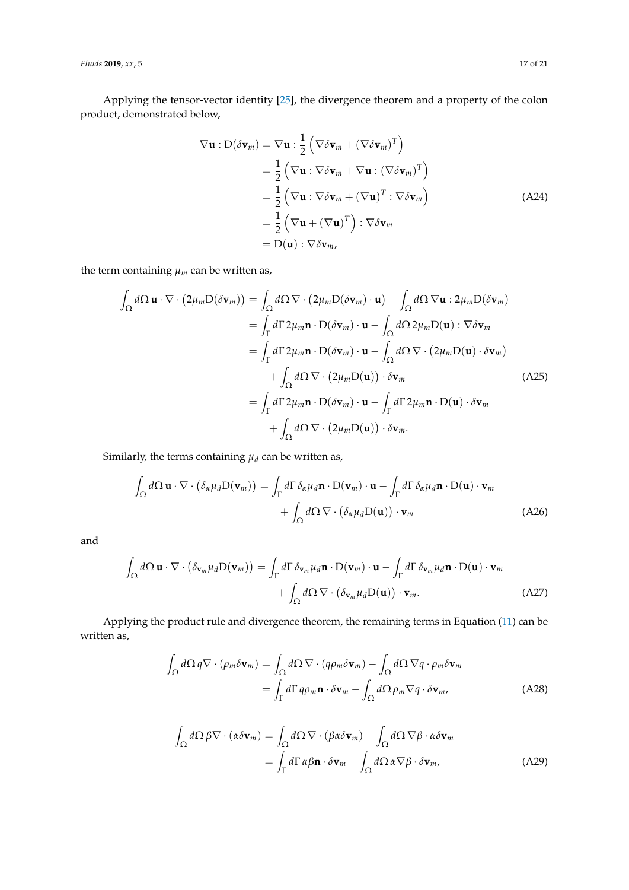Applying the tensor-vector identity [25], the divergence theorem and a property of the colon product, demonstrated below,

$$
\begin{aligned}
\nabla \mathbf{u} : \mathrm{D}(\delta \mathbf{v}_m) &= \nabla \mathbf{u} : \frac{1}{2}\left(\nabla \delta \mathbf{v}_m + (\nabla \delta \mathbf{v}_m)^T\right) \\
&= \frac{1}{2}\left(\nabla \mathbf{u} : \nabla \delta \mathbf{v}_m + \nabla \mathbf{u} : (\nabla \delta \mathbf{v}_m)^T\right) \\
&= \frac{1}{2}\left(\nabla \mathbf{u} : \nabla \delta \mathbf{v}_m + (\nabla \mathbf{u})^T : \nabla \delta \mathbf{v}_m\right) \\
&= \frac{1}{2}\left(\nabla \mathbf{u} + (\nabla \mathbf{u})^T\right) : \nabla \delta \mathbf{v}_m \\
&= \mathrm{D}(\mathbf{u}) : \nabla \delta \mathbf{v}_m,
\end{aligned}
\tag{A24}
$$

the term containing $\mu_m$ can be written as,

$$
\begin{aligned}
\int_\Omega d\Omega\, \mathbf{u} \cdot \nabla \cdot \left(2\mu_m \mathrm{D}(\delta \mathbf{v}_m)\right) &= \int_\Omega d\Omega\, \nabla \cdot \left(2\mu_m \mathrm{D}(\delta \mathbf{v}_m) \cdot \mathbf{u}\right) - \int_\Omega d\Omega\, \nabla \mathbf{u} : 2\mu_m \mathrm{D}(\delta \mathbf{v}_m) \\
&= \int_\Gamma d\Gamma\, 2\mu_m \mathbf{n} \cdot \mathrm{D}(\delta \mathbf{v}_m) \cdot \mathbf{u} - \int_\Omega d\Omega\, 2\mu_m \mathrm{D}(\mathbf{u}) : \nabla \delta \mathbf{v}_m \\
&= \int_\Gamma d\Gamma\, 2\mu_m \mathbf{n} \cdot \mathrm{D}(\delta \mathbf{v}_m) \cdot \mathbf{u} - \int_\Omega d\Omega\, \nabla \cdot \left(2\mu_m \mathrm{D}(\mathbf{u}) \cdot \delta \mathbf{v}_m\right) \\
&\quad + \int_\Omega d\Omega\, \nabla \cdot \left(2\mu_m \mathrm{D}(\mathbf{u})\right) \cdot \delta \mathbf{v}_m \\
&= \int_\Gamma d\Gamma\, 2\mu_m \mathbf{n} \cdot \mathrm{D}(\delta \mathbf{v}_m) \cdot \mathbf{u} - \int_\Gamma d\Gamma\, 2\mu_m \mathbf{n} \cdot \mathrm{D}(\mathbf{u}) \cdot \delta \mathbf{v}_m \\
&\quad + \int_\Omega d\Omega\, \nabla \cdot \left(2\mu_m \mathrm{D}(\mathbf{u})\right) \cdot \delta \mathbf{v}_m.
\end{aligned}
\tag{A25}
$$

Similarly, the terms containing $\mu_d$ can be written as,

$$
\begin{aligned}
\int_\Omega d\Omega\, \mathbf{u} \cdot \nabla \cdot \left(\delta_\alpha \mu_d \mathrm{D}(\mathbf{v}_m)\right) &= \int_\Gamma d\Gamma\, \delta_\alpha \mu_d \mathbf{n} \cdot \mathrm{D}(\mathbf{v}_m) \cdot \mathbf{u} - \int_\Gamma d\Gamma\, \delta_\alpha \mu_d \mathbf{n} \cdot \mathrm{D}(\mathbf{u}) \cdot \mathbf{v}_m \\
&\quad + \int_\Omega d\Omega\, \nabla \cdot \left(\delta_\alpha \mu_d \mathrm{D}(\mathbf{u})\right) \cdot \mathbf{v}_m
\end{aligned}
\tag{A26}
$$

and

$$
\begin{aligned}
\int_\Omega d\Omega\, \mathbf{u} \cdot \nabla \cdot \left(\delta_{\mathbf{v}_m} \mu_d \mathrm{D}(\mathbf{v}_m)\right) &= \int_\Gamma d\Gamma\, \delta_{\mathbf{v}_m} \mu_d \mathbf{n} \cdot \mathrm{D}(\mathbf{v}_m) \cdot \mathbf{u} - \int_\Gamma d\Gamma\, \delta_{\mathbf{v}_m} \mu_d \mathbf{n} \cdot \mathrm{D}(\mathbf{u}) \cdot \mathbf{v}_m \\
&\quad + \int_\Omega d\Omega\, \nabla \cdot \left(\delta_{\mathbf{v}_m} \mu_d \mathrm{D}(\mathbf{u})\right) \cdot \mathbf{v}_m.
\end{aligned}
\tag{A27}
$$

Applying the product rule and divergence theorem, the remaining terms in Equation (11) can be written as,

$$
\begin{aligned}
\int_\Omega d\Omega\, q \nabla \cdot (\rho_m \delta \mathbf{v}_m) &= \int_\Omega d\Omega\, \nabla \cdot (q \rho_m \delta \mathbf{v}_m) - \int_\Omega d\Omega\, \nabla q \cdot \rho_m \delta \mathbf{v}_m \\
&= \int_\Gamma d\Gamma\, q \rho_m \mathbf{n} \cdot \delta \mathbf{v}_m - \int_\Omega d\Omega\, \rho_m \nabla q \cdot \delta \mathbf{v}_m,
\end{aligned}
\tag{A28}
$$

$$
\begin{aligned}
\int_\Omega d\Omega\, \beta \nabla \cdot (\alpha \delta \mathbf{v}_m) &= \int_\Omega d\Omega\, \nabla \cdot (\beta \alpha \delta \mathbf{v}_m) - \int_\Omega d\Omega\, \nabla \beta \cdot \alpha \delta \mathbf{v}_m \\
&= \int_\Gamma d\Gamma\, \alpha \beta \mathbf{n} \cdot \delta \mathbf{v}_m - \int_\Omega d\Omega\, \alpha \nabla \beta \cdot \delta \mathbf{v}_m,
\end{aligned}
\tag{A29}
$$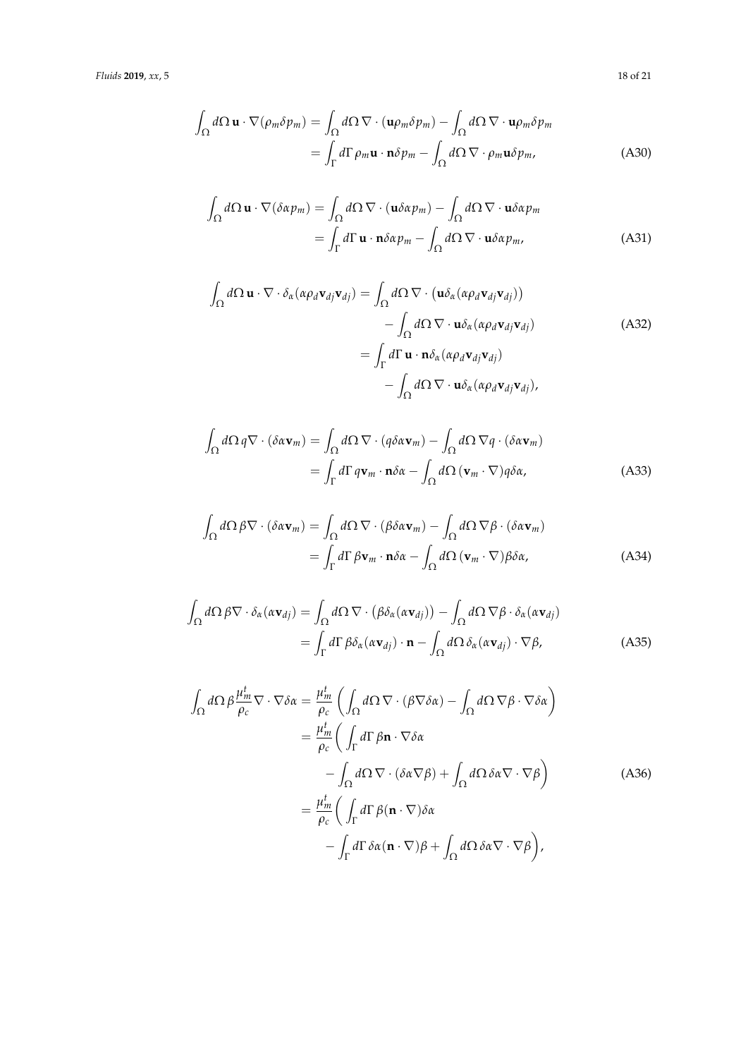$$
\begin{aligned}
\int_\Omega d\Omega\, \mathbf{u}\cdot\nabla(\rho_m \delta p_m) &= \int_\Omega d\Omega\, \nabla\cdot(\mathbf{u}\rho_m\delta p_m) - \int_\Omega d\Omega\, \nabla\cdot\mathbf{u}\rho_m\delta p_m \\
&= \int_\Gamma d\Gamma\, \rho_m \mathbf{u}\cdot\mathbf{n}\delta p_m - \int_\Omega d\Omega\, \nabla\cdot\rho_m\mathbf{u}\delta p_m,
\end{aligned}
\tag{A30}
$$

$$
\begin{aligned}
\int_\Omega d\Omega\, \mathbf{u}\cdot\nabla(\delta\alpha p_m) &= \int_\Omega d\Omega\, \nabla\cdot(\mathbf{u}\delta\alpha p_m) - \int_\Omega d\Omega\, \nabla\cdot\mathbf{u}\delta\alpha p_m \\
&= \int_\Gamma d\Gamma\, \mathbf{u}\cdot\mathbf{n}\delta\alpha p_m - \int_\Omega d\Omega\, \nabla\cdot\mathbf{u}\delta\alpha p_m,
\end{aligned}
\tag{A31}
$$

$$
\begin{aligned}
\int_\Omega d\Omega\, \mathbf{u}\cdot\nabla\cdot\delta_\alpha(\alpha\rho_d\mathbf{v}_{dj}\mathbf{v}_{dj}) &= \int_\Omega d\Omega\, \nabla\cdot\big(\mathbf{u}\delta_\alpha(\alpha\rho_d\mathbf{v}_{dj}\mathbf{v}_{dj})\big) \\
&\quad - \int_\Omega d\Omega\, \nabla\cdot\mathbf{u}\delta_\alpha(\alpha\rho_d\mathbf{v}_{dj}\mathbf{v}_{dj}) \\
&= \int_\Gamma d\Gamma\, \mathbf{u}\cdot\mathbf{n}\delta_\alpha(\alpha\rho_d\mathbf{v}_{dj}\mathbf{v}_{dj}) \\
&\quad - \int_\Omega d\Omega\, \nabla\cdot\mathbf{u}\delta_\alpha(\alpha\rho_d\mathbf{v}_{dj}\mathbf{v}_{dj}),
\end{aligned}
\tag{A32}
$$

$$
\begin{aligned}
\int_\Omega d\Omega\, q\nabla\cdot(\delta\alpha\mathbf{v}_m) &= \int_\Omega d\Omega\, \nabla\cdot(q\delta\alpha\mathbf{v}_m) - \int_\Omega d\Omega\, \nabla q\cdot(\delta\alpha\mathbf{v}_m) \\
&= \int_\Gamma d\Gamma\, q\mathbf{v}_m\cdot\mathbf{n}\delta\alpha - \int_\Omega d\Omega\, (\mathbf{v}_m\cdot\nabla)q\delta\alpha,
\end{aligned}
\tag{A33}
$$

$$
\begin{aligned}
\int_\Omega d\Omega\, \beta\nabla\cdot(\delta\alpha\mathbf{v}_m) &= \int_\Omega d\Omega\, \nabla\cdot(\beta\delta\alpha\mathbf{v}_m) - \int_\Omega d\Omega\, \nabla\beta\cdot(\delta\alpha\mathbf{v}_m) \\
&= \int_\Gamma d\Gamma\, \beta\mathbf{v}_m\cdot\mathbf{n}\delta\alpha - \int_\Omega d\Omega\, (\mathbf{v}_m\cdot\nabla)\beta\delta\alpha,
\end{aligned}
\tag{A34}
$$

$$
\begin{aligned}
\int_\Omega d\Omega\, \beta\nabla\cdot\delta_\alpha(\alpha\mathbf{v}_{dj}) &= \int_\Omega d\Omega\, \nabla\cdot\big(\beta\delta_\alpha(\alpha\mathbf{v}_{dj})\big) - \int_\Omega d\Omega\, \nabla\beta\cdot\delta_\alpha(\alpha\mathbf{v}_{dj}) \\
&= \int_\Gamma d\Gamma\, \beta\delta_\alpha(\alpha\mathbf{v}_{dj})\cdot\mathbf{n} - \int_\Omega d\Omega\, \delta_\alpha(\alpha\mathbf{v}_{dj})\cdot\nabla\beta,
\end{aligned}
\tag{A35}
$$

$$
\begin{aligned}
\int_\Omega d\Omega\, \beta\frac{\mu_m^t}{\rho_c}\nabla\cdot\nabla\delta\alpha &= \frac{\mu_m^t}{\rho_c}\left(\int_\Omega d\Omega\, \nabla\cdot(\beta\nabla\delta\alpha) - \int_\Omega d\Omega\, \nabla\beta\cdot\nabla\delta\alpha\right) \\
&= \frac{\mu_m^t}{\rho_c}\bigg(\int_\Gamma d\Gamma\, \beta\mathbf{n}\cdot\nabla\delta\alpha \\
&\quad - \int_\Omega d\Omega\, \nabla\cdot(\delta\alpha\nabla\beta) + \int_\Omega d\Omega\, \delta\alpha\nabla\cdot\nabla\beta\bigg) \\
&= \frac{\mu_m^t}{\rho_c}\bigg(\int_\Gamma d\Gamma\, \beta(\mathbf{n}\cdot\nabla)\delta\alpha \\
&\quad - \int_\Gamma d\Gamma\, \delta\alpha(\mathbf{n}\cdot\nabla)\beta + \int_\Omega d\Omega\, \delta\alpha\nabla\cdot\nabla\beta\bigg),
\end{aligned}
\tag{A36}
$$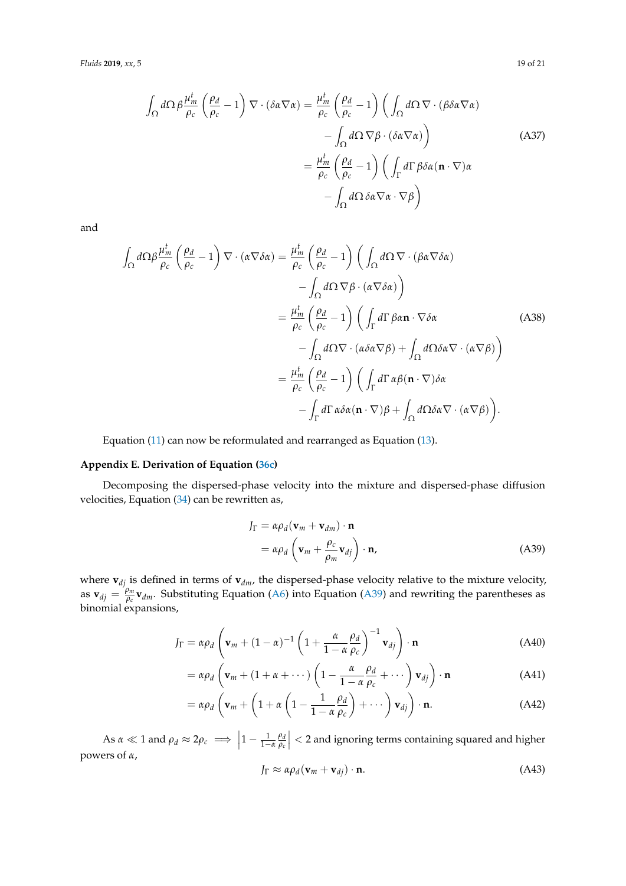$$
\begin{aligned}
\int_\Omega d\Omega\, \beta \frac{\mu_m^t}{\rho_c}\left(\frac{\rho_d}{\rho_c}-1\right)\nabla\cdot(\delta\alpha\nabla\alpha) &= \frac{\mu_m^t}{\rho_c}\left(\frac{\rho_d}{\rho_c}-1\right)\bigg(\int_\Omega d\Omega\,\nabla\cdot(\beta\delta\alpha\nabla\alpha) \\
&\quad - \int_\Omega d\Omega\,\nabla\beta\cdot(\delta\alpha\nabla\alpha)\bigg) \\
&= \frac{\mu_m^t}{\rho_c}\left(\frac{\rho_d}{\rho_c}-1\right)\bigg(\int_\Gamma d\Gamma\,\beta\delta\alpha(\mathbf{n}\cdot\nabla)\alpha \\
&\quad - \int_\Omega d\Omega\,\delta\alpha\nabla\alpha\cdot\nabla\beta\bigg)
\end{aligned}
\tag{A37}
$$

and

$$
\begin{aligned}
\int_\Omega d\Omega\beta\frac{\mu_m^t}{\rho_c}\left(\frac{\rho_d}{\rho_c}-1\right)\nabla\cdot(\alpha\nabla\delta\alpha) &= \frac{\mu_m^t}{\rho_c}\left(\frac{\rho_d}{\rho_c}-1\right)\bigg(\int_\Omega d\Omega\,\nabla\cdot(\beta\alpha\nabla\delta\alpha) \\
&\quad - \int_\Omega d\Omega\,\nabla\beta\cdot(\alpha\nabla\delta\alpha)\bigg) \\
&= \frac{\mu_m^t}{\rho_c}\left(\frac{\rho_d}{\rho_c}-1\right)\bigg(\int_\Gamma d\Gamma\,\beta\alpha\mathbf{n}\cdot\nabla\delta\alpha \\
&\quad - \int_\Omega d\Omega\nabla\cdot(\alpha\delta\alpha\nabla\beta) + \int_\Omega d\Omega\delta\alpha\nabla\cdot(\alpha\nabla\beta)\bigg) \\
&= \frac{\mu_m^t}{\rho_c}\left(\frac{\rho_d}{\rho_c}-1\right)\bigg(\int_\Gamma d\Gamma\,\alpha\beta(\mathbf{n}\cdot\nabla)\delta\alpha \\
&\quad - \int_\Gamma d\Gamma\,\alpha\delta\alpha(\mathbf{n}\cdot\nabla)\beta + \int_\Omega d\Omega\delta\alpha\nabla\cdot(\alpha\nabla\beta)\bigg).
\end{aligned}
\tag{A38}
$$

Equation (11) can now be reformulated and rearranged as Equation (13).

## Appendix E. Derivation of Equation (36c)

Decomposing the dispersed-phase velocity into the mixture and dispersed-phase diffusion velocities, Equation (34) can be rewritten as,

$$
\begin{aligned}
J_\Gamma &= \alpha\rho_d(\mathbf{v}_m + \mathbf{v}_{dm})\cdot\mathbf{n} \\
&= \alpha\rho_d\left(\mathbf{v}_m + \frac{\rho_c}{\rho_m}\mathbf{v}_{dj}\right)\cdot\mathbf{n},
\end{aligned}
\tag{A39}
$$

where $\mathbf{v}_{dj}$ is defined in terms of $\mathbf{v}_{dm}$, the dispersed-phase velocity relative to the mixture velocity, as $\mathbf{v}_{dj} = \frac{\rho_m}{\rho_c}\mathbf{v}_{dm}$. Substituting Equation (A6) into Equation (A39) and rewriting the parentheses as binomial expansions,

$$
J_\Gamma = \alpha\rho_d\left(\mathbf{v}_m + (1-\alpha)^{-1}\left(1+\frac{\alpha}{1-\alpha}\frac{\rho_d}{\rho_c}\right)^{-1}\mathbf{v}_{dj}\right)\cdot\mathbf{n} \tag{A40}
$$

$$
= \alpha\rho_d\left(\mathbf{v}_m + (1+\alpha+\cdots)\left(1-\frac{\alpha}{1-\alpha}\frac{\rho_d}{\rho_c}+\cdots\right)\mathbf{v}_{dj}\right)\cdot\mathbf{n} \tag{A41}
$$

$$
= \alpha\rho_d\left(\mathbf{v}_m + \left(1+\alpha\left(1-\frac{1}{1-\alpha}\frac{\rho_d}{\rho_c}\right)+\cdots\right)\mathbf{v}_{dj}\right)\cdot\mathbf{n}. \tag{A42}
$$

As $\alpha \ll 1$ and $\rho_d \approx 2\rho_c \implies \left|1-\frac{1}{1-\alpha}\frac{\rho_d}{\rho_c}\right| < 2$ and ignoring terms containing squared and higher powers of $\alpha$,

$$
J_\Gamma \approx \alpha\rho_d(\mathbf{v}_m + \mathbf{v}_{dj})\cdot\mathbf{n}. \tag{A43}
$$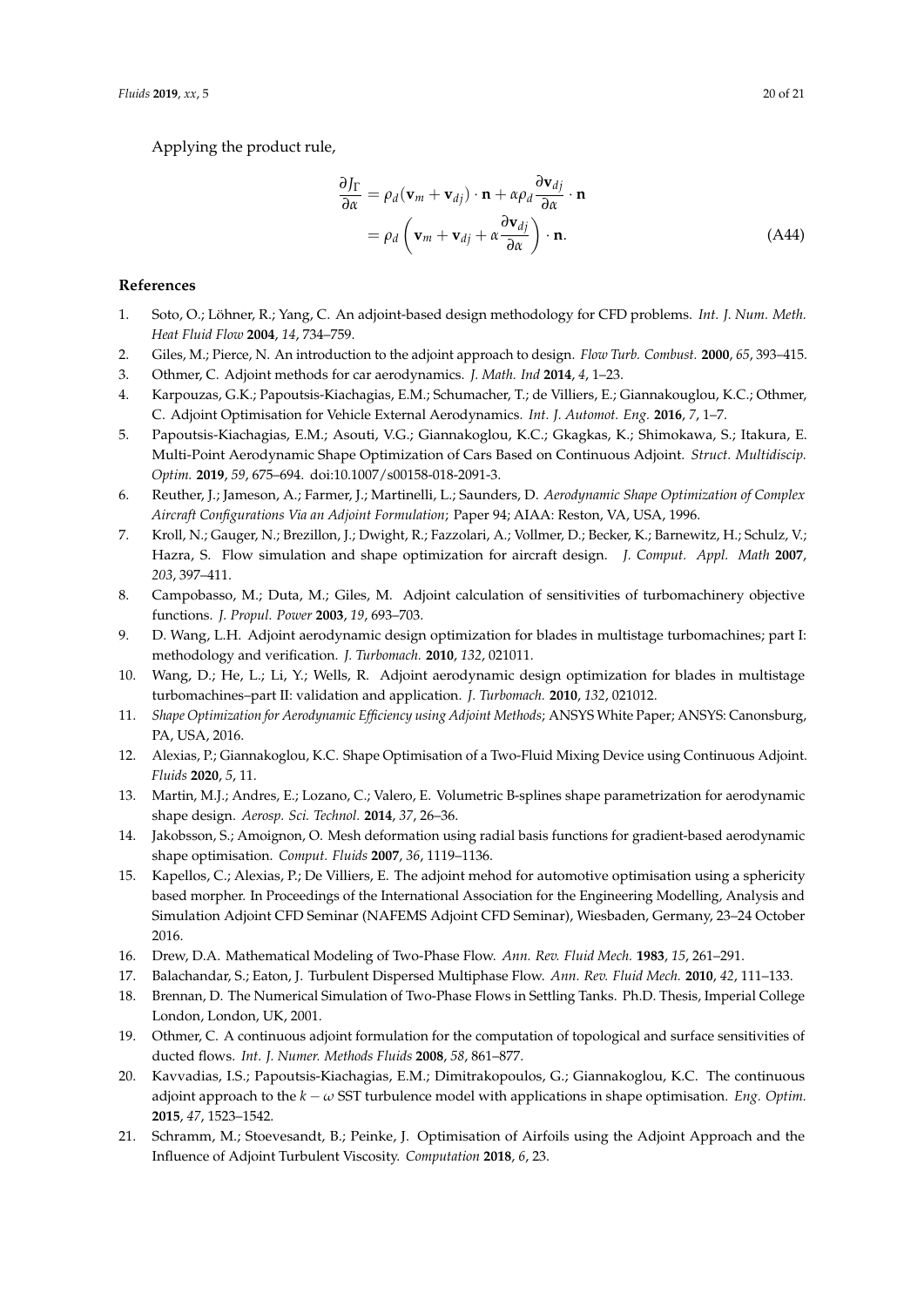Applying the product rule,

$$
\begin{aligned}
\frac{\partial J_\Gamma}{\partial \alpha} &= \rho_d (\mathbf{v}_m + \mathbf{v}_{dj}) \cdot \mathbf{n} + \alpha \rho_d \frac{\partial \mathbf{v}_{dj}}{\partial \alpha} \cdot \mathbf{n} \\
&= \rho_d \left( \mathbf{v}_m + \mathbf{v}_{dj} + \alpha \frac{\partial \mathbf{v}_{dj}}{\partial \alpha} \right) \cdot \mathbf{n}.
\end{aligned}
\tag{A44}
$$

## References

1. Soto, O.; Löhner, R.; Yang, C. An adjoint-based design methodology for CFD problems. *Int. J. Num. Meth. Heat Fluid Flow* **2004**, *14*, 734–759.
2. Giles, M.; Pierce, N. An introduction to the adjoint approach to design. *Flow Turb. Combust.* **2000**, *65*, 393–415.
3. Othmer, C. Adjoint methods for car aerodynamics. *J. Math. Ind* **2014**, *4*, 1–23.
4. Karpouzas, G.K.; Papoutsis-Kiachagias, E.M.; Schumacher, T.; de Villiers, E.; Giannakouglou, K.C.; Othmer, C. Adjoint Optimisation for Vehicle External Aerodynamics. *Int. J. Automot. Eng.* **2016**, *7*, 1–7.
5. Papoutsis-Kiachagias, E.M.; Asouti, V.G.; Giannakoglou, K.C.; Gkagkas, K.; Shimokawa, S.; Itakura, E. Multi-Point Aerodynamic Shape Optimization of Cars Based on Continuous Adjoint. *Struct. Multidiscip. Optim.* **2019**, *59*, 675–694. doi:10.1007/s00158-018-2091-3.
6. Reuther, J.; Jameson, A.; Farmer, J.; Martinelli, L.; Saunders, D. *Aerodynamic Shape Optimization of Complex Aircraft Configurations Via an Adjoint Formulation*; Paper 94; AIAA: Reston, VA, USA, 1996.
7. Kroll, N.; Gauger, N.; Brezillon, J.; Dwight, R.; Fazzolari, A.; Vollmer, D.; Becker, K.; Barnewitz, H.; Schulz, V.; Hazra, S. Flow simulation and shape optimization for aircraft design. *J. Comput. Appl. Math* **2007**, *203*, 397–411.
8. Campobasso, M.; Duta, M.; Giles, M. Adjoint calculation of sensitivities of turbomachinery objective functions. *J. Propul. Power* **2003**, *19*, 693–703.
9. D. Wang, L.H. Adjoint aerodynamic design optimization for blades in multistage turbomachines; part I: methodology and verification. *J. Turbomach.* **2010**, *132*, 021011.
10. Wang, D.; He, L.; Li, Y.; Wells, R. Adjoint aerodynamic design optimization for blades in multistage turbomachines–part II: validation and application. *J. Turbomach.* **2010**, *132*, 021012.
11. *Shape Optimization for Aerodynamic Efficiency using Adjoint Methods*; ANSYS White Paper; ANSYS: Canonsburg, PA, USA, 2016.
12. Alexias, P.; Giannakoglou, K.C. Shape Optimisation of a Two-Fluid Mixing Device using Continuous Adjoint. *Fluids* **2020**, *5*, 11.
13. Martin, M.J.; Andres, E.; Lozano, C.; Valero, E. Volumetric B-splines shape parametrization for aerodynamic shape design. *Aerosp. Sci. Technol.* **2014**, *37*, 26–36.
14. Jakobsson, S.; Amoignon, O. Mesh deformation using radial basis functions for gradient-based aerodynamic shape optimisation. *Comput. Fluids* **2007**, *36*, 1119–1136.
15. Kapellos, C.; Alexias, P.; De Villiers, E. The adjoint mehod for automotive optimisation using a sphericity based morpher. In Proceedings of the International Association for the Engineering Modelling, Analysis and Simulation Adjoint CFD Seminar (NAFEMS Adjoint CFD Seminar), Wiesbaden, Germany, 23–24 October 2016.
16. Drew, D.A. Mathematical Modeling of Two-Phase Flow. *Ann. Rev. Fluid Mech.* **1983**, *15*, 261–291.
17. Balachandar, S.; Eaton, J. Turbulent Dispersed Multiphase Flow. *Ann. Rev. Fluid Mech.* **2010**, *42*, 111–133.
18. Brennan, D. The Numerical Simulation of Two-Phase Flows in Settling Tanks. Ph.D. Thesis, Imperial College London, London, UK, 2001.
19. Othmer, C. A continuous adjoint formulation for the computation of topological and surface sensitivities of ducted flows. *Int. J. Numer. Methods Fluids* **2008**, *58*, 861–877.
20. Kavvadias, I.S.; Papoutsis-Kiachagias, E.M.; Dimitrakopoulos, G.; Giannakoglou, K.C. The continuous adjoint approach to the $k-\omega$ SST turbulence model with applications in shape optimisation. *Eng. Optim.* **2015**, *47*, 1523–1542.
21. Schramm, M.; Stoevesandt, B.; Peinke, J. Optimisation of Airfoils using the Adjoint Approach and the Influence of Adjoint Turbulent Viscosity. *Computation* **2018**, *6*, 23.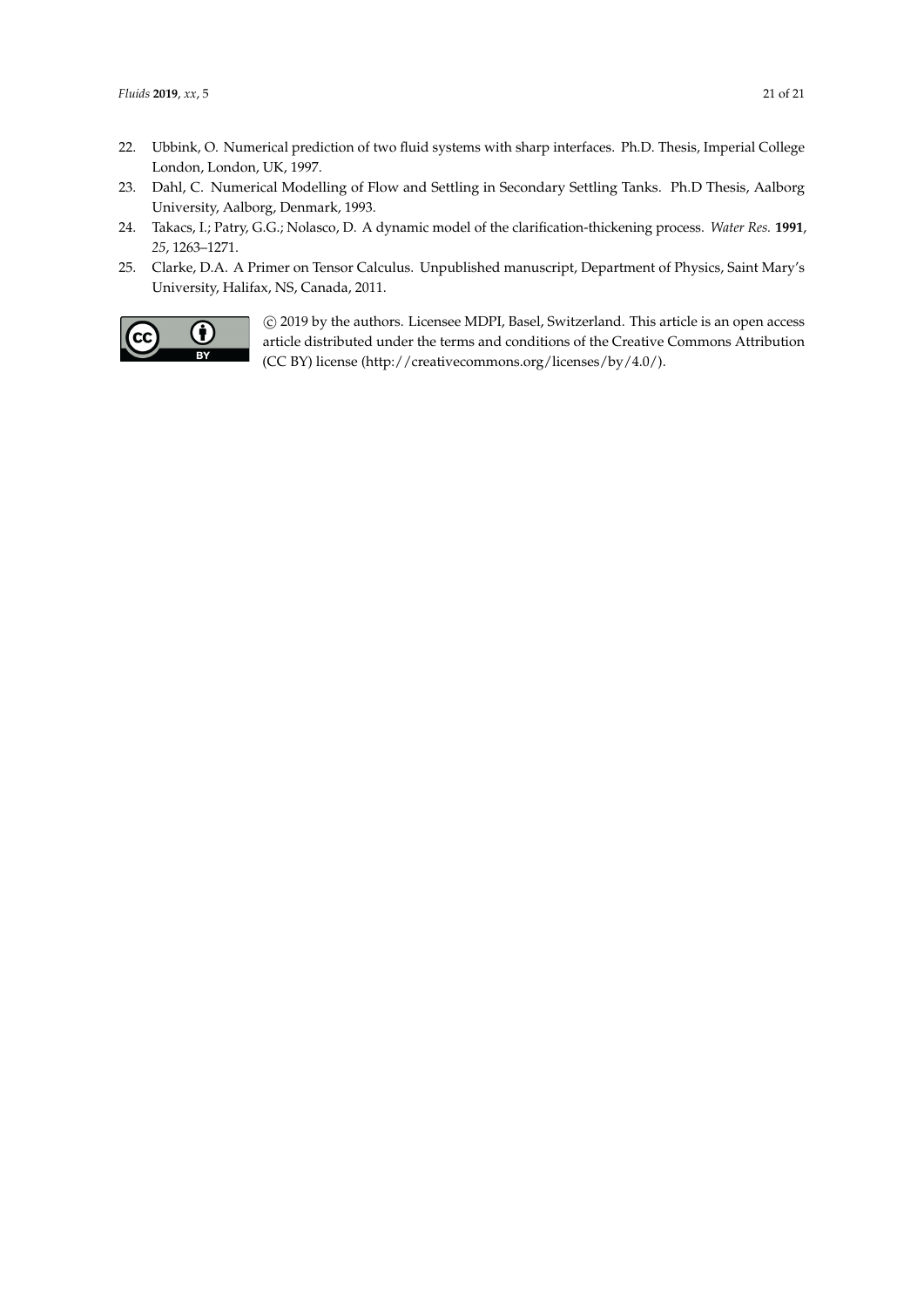22. Ubbink, O. Numerical prediction of two fluid systems with sharp interfaces. Ph.D. Thesis, Imperial College London, London, UK, 1997.
23. Dahl, C. Numerical Modelling of Flow and Settling in Secondary Settling Tanks. Ph.D Thesis, Aalborg University, Aalborg, Denmark, 1993.
24. Takacs, I.; Patry, G.G.; Nolasco, D. A dynamic model of the clarification-thickening process. *Water Res.* **1991**, *25*, 1263–1271.
25. Clarke, D.A. A Primer on Tensor Calculus. Unpublished manuscript, Department of Physics, Saint Mary's University, Halifax, NS, Canada, 2011.

© 2019 by the authors. Licensee MDPI, Basel, Switzerland. This article is an open access article distributed under the terms and conditions of the Creative Commons Attribution (CC BY) license (http://creativecommons.org/licenses/by/4.0/).